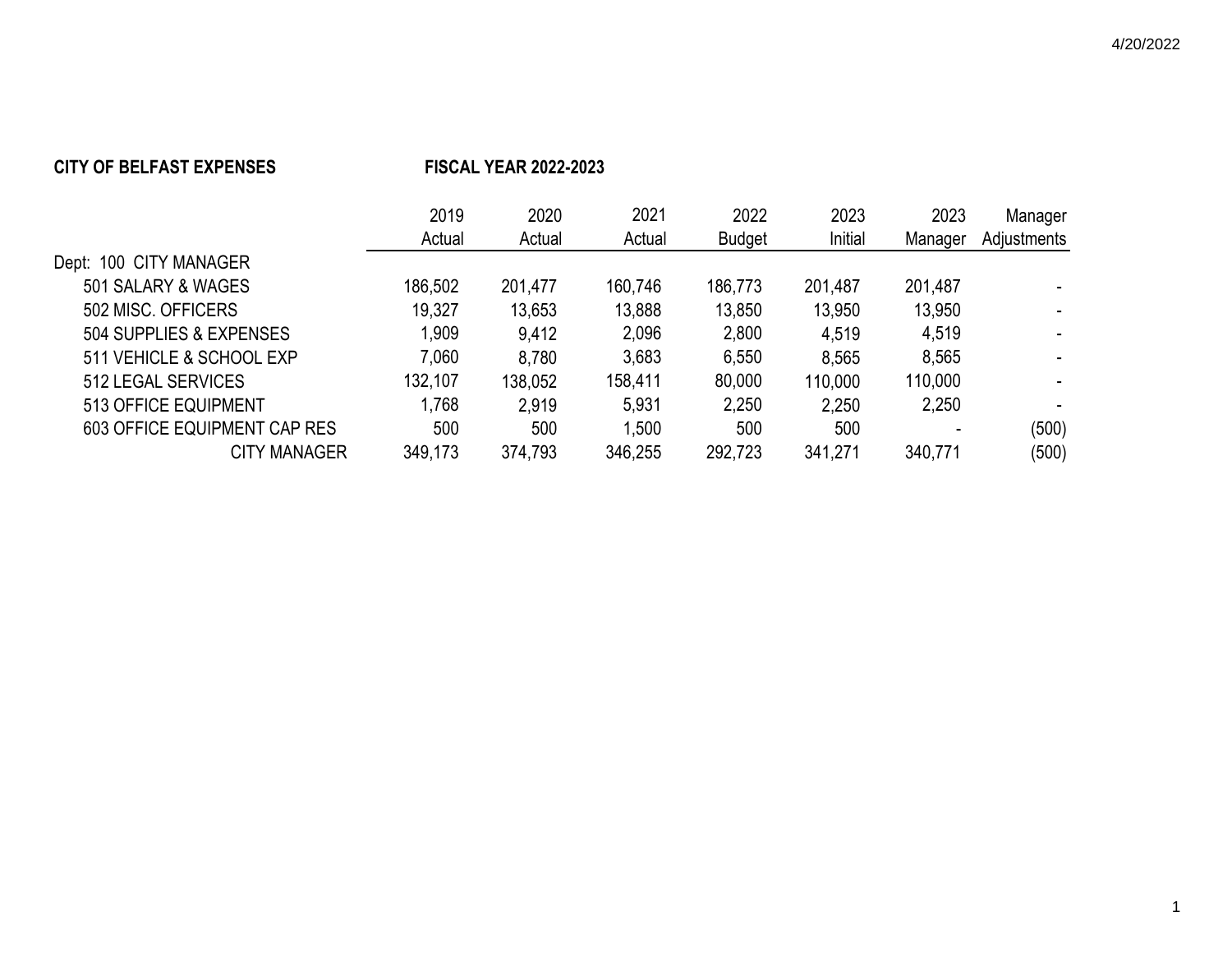**CITY OF BELFAST EXPENSES** **FISCAL YEAR 2022-2023**

| | 2019 Actual | 2020 Actual | 2021 Actual | 2022 Budget | 2023 Initial | 2023 Manager | Manager Adjustments |
|---|---|---|---|---|---|---|---|
| Dept: 100 CITY MANAGER | | | | | | | |
| 501 SALARY & WAGES | 186,502 | 201,477 | 160,746 | 186,773 | 201,487 | 201,487 | - |
| 502 MISC. OFFICERS | 19,327 | 13,653 | 13,888 | 13,850 | 13,950 | 13,950 | - |
| 504 SUPPLIES & EXPENSES | 1,909 | 9,412 | 2,096 | 2,800 | 4,519 | 4,519 | - |
| 511 VEHICLE & SCHOOL EXP | 7,060 | 8,780 | 3,683 | 6,550 | 8,565 | 8,565 | - |
| 512 LEGAL SERVICES | 132,107 | 138,052 | 158,411 | 80,000 | 110,000 | 110,000 | - |
| 513 OFFICE EQUIPMENT | 1,768 | 2,919 | 5,931 | 2,250 | 2,250 | 2,250 | - |
| 603 OFFICE EQUIPMENT CAP RES | 500 | 500 | 1,500 | 500 | 500 | - | (500) |
| CITY MANAGER | 349,173 | 374,793 | 346,255 | 292,723 | 341,271 | 340,771 | (500) |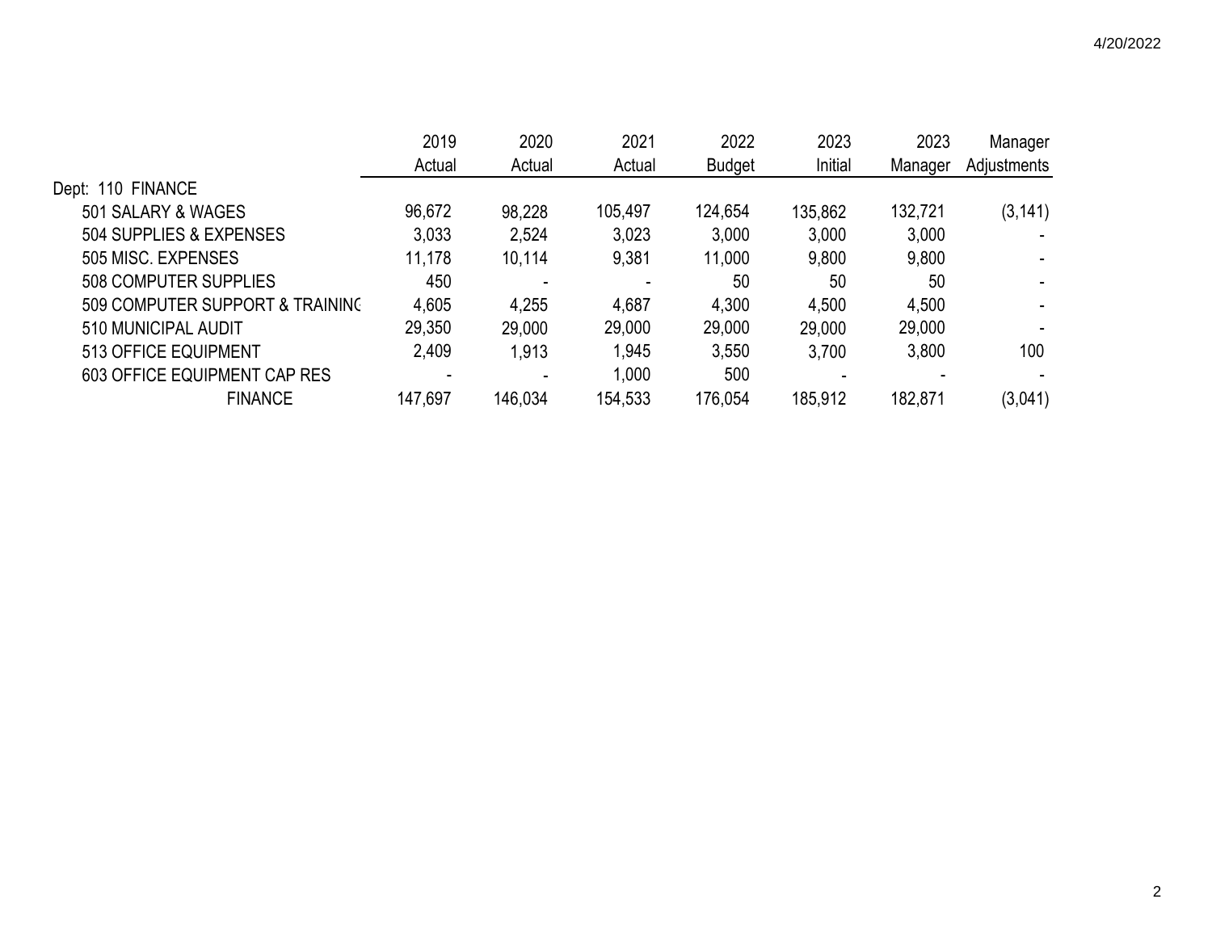| | 2019 Actual | 2020 Actual | 2021 Actual | 2022 Budget | 2023 Initial | 2023 Manager | Manager Adjustments |
|---|---|---|---|---|---|---|---|
| Dept: 110 FINANCE | | | | | | | |
| 501 SALARY & WAGES | 96,672 | 98,228 | 105,497 | 124,654 | 135,862 | 132,721 | (3,141) |
| 504 SUPPLIES & EXPENSES | 3,033 | 2,524 | 3,023 | 3,000 | 3,000 | 3,000 | - |
| 505 MISC. EXPENSES | 11,178 | 10,114 | 9,381 | 11,000 | 9,800 | 9,800 | - |
| 508 COMPUTER SUPPLIES | 450 | - | - | 50 | 50 | 50 | - |
| 509 COMPUTER SUPPORT & TRAINING | 4,605 | 4,255 | 4,687 | 4,300 | 4,500 | 4,500 | - |
| 510 MUNICIPAL AUDIT | 29,350 | 29,000 | 29,000 | 29,000 | 29,000 | 29,000 | - |
| 513 OFFICE EQUIPMENT | 2,409 | 1,913 | 1,945 | 3,550 | 3,700 | 3,800 | 100 |
| 603 OFFICE EQUIPMENT CAP RES | - | - | 1,000 | 500 | - | - | - |
| FINANCE | 147,697 | 146,034 | 154,533 | 176,054 | 185,912 | 182,871 | (3,041) |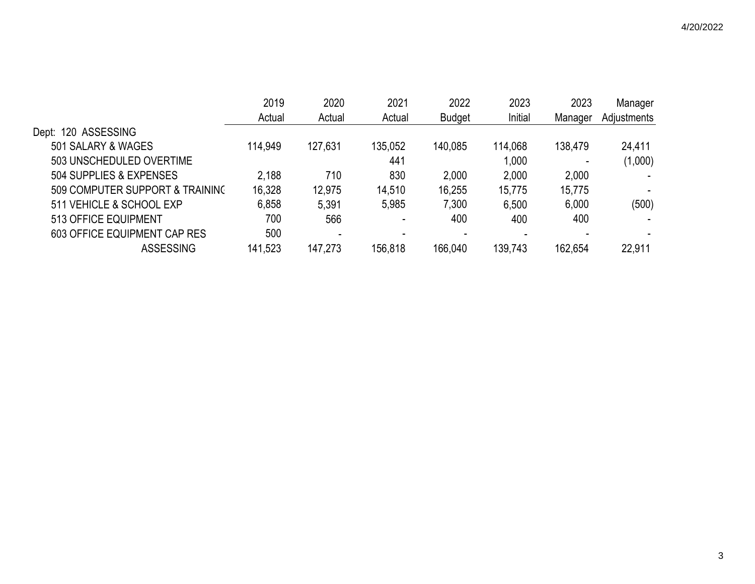| | 2019 Actual | 2020 Actual | 2021 Actual | 2022 Budget | 2023 Initial | 2023 Manager | Manager Adjustments |
|---|---|---|---|---|---|---|---|
| Dept: 120 ASSESSING | | | | | | | |
| 501 SALARY & WAGES | 114,949 | 127,631 | 135,052 | 140,085 | 114,068 | 138,479 | 24,411 |
| 503 UNSCHEDULED OVERTIME | | | 441 | | 1,000 | - | (1,000) |
| 504 SUPPLIES & EXPENSES | 2,188 | 710 | 830 | 2,000 | 2,000 | 2,000 | - |
| 509 COMPUTER SUPPORT & TRAINING | 16,328 | 12,975 | 14,510 | 16,255 | 15,775 | 15,775 | - |
| 511 VEHICLE & SCHOOL EXP | 6,858 | 5,391 | 5,985 | 7,300 | 6,500 | 6,000 | (500) |
| 513 OFFICE EQUIPMENT | 700 | 566 | - | 400 | 400 | 400 | - |
| 603 OFFICE EQUIPMENT CAP RES | 500 | - | - | - | - | - | - |
| ASSESSING | 141,523 | 147,273 | 156,818 | 166,040 | 139,743 | 162,654 | 22,911 |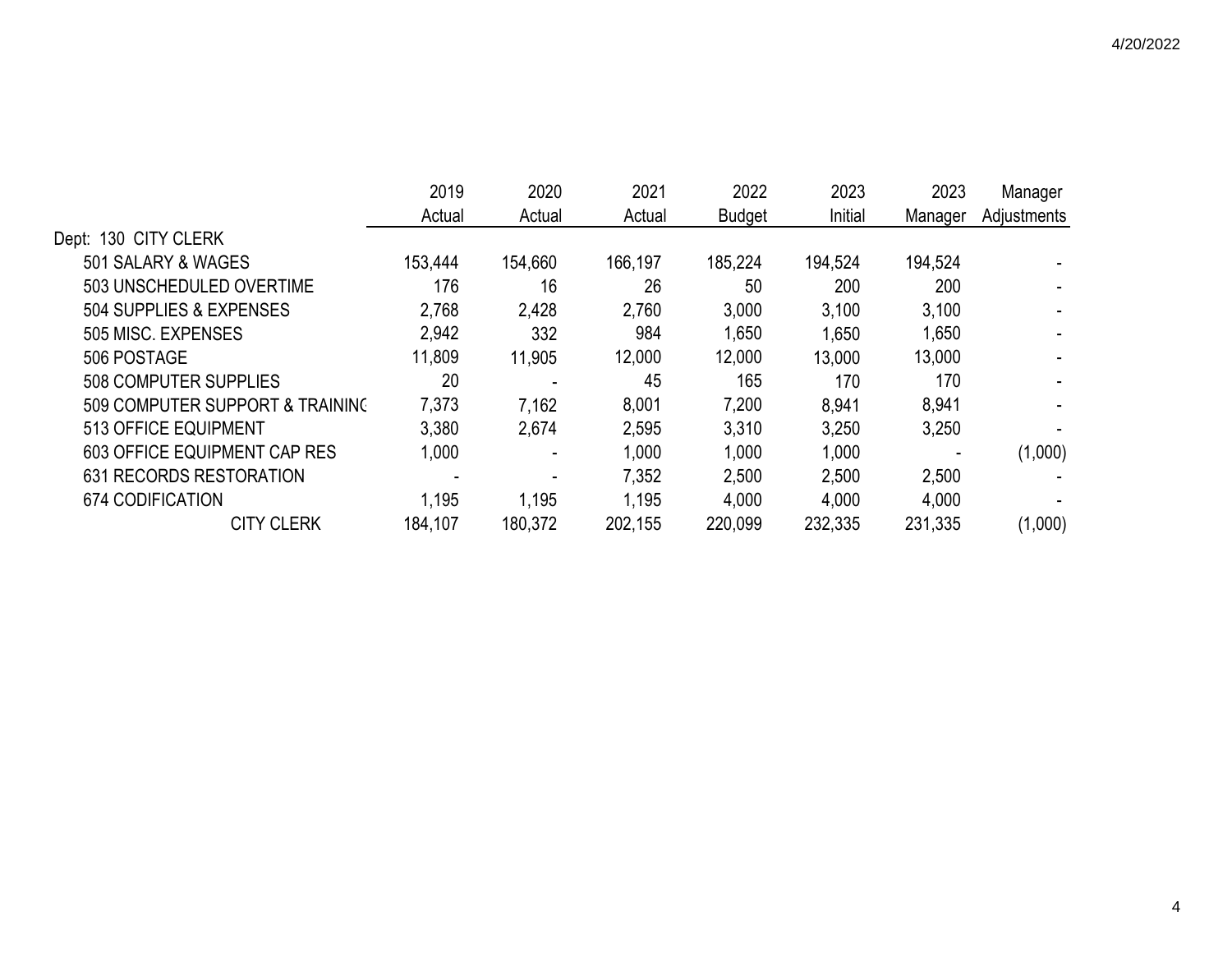| | 2019 Actual | 2020 Actual | 2021 Actual | 2022 Budget | 2023 Initial | 2023 Manager | Manager Adjustments |
|---|---|---|---|---|---|---|---|
| Dept: 130 CITY CLERK | | | | | | | |
| 501 SALARY & WAGES | 153,444 | 154,660 | 166,197 | 185,224 | 194,524 | 194,524 | - |
| 503 UNSCHEDULED OVERTIME | 176 | 16 | 26 | 50 | 200 | 200 | - |
| 504 SUPPLIES & EXPENSES | 2,768 | 2,428 | 2,760 | 3,000 | 3,100 | 3,100 | - |
| 505 MISC. EXPENSES | 2,942 | 332 | 984 | 1,650 | 1,650 | 1,650 | - |
| 506 POSTAGE | 11,809 | 11,905 | 12,000 | 12,000 | 13,000 | 13,000 | - |
| 508 COMPUTER SUPPLIES | 20 | - | 45 | 165 | 170 | 170 | - |
| 509 COMPUTER SUPPORT & TRAINING | 7,373 | 7,162 | 8,001 | 7,200 | 8,941 | 8,941 | - |
| 513 OFFICE EQUIPMENT | 3,380 | 2,674 | 2,595 | 3,310 | 3,250 | 3,250 | - |
| 603 OFFICE EQUIPMENT CAP RES | 1,000 | - | 1,000 | 1,000 | 1,000 | - | (1,000) |
| 631 RECORDS RESTORATION | - | - | 7,352 | 2,500 | 2,500 | 2,500 | - |
| 674 CODIFICATION | 1,195 | 1,195 | 1,195 | 4,000 | 4,000 | 4,000 | - |
| CITY CLERK | 184,107 | 180,372 | 202,155 | 220,099 | 232,335 | 231,335 | (1,000) |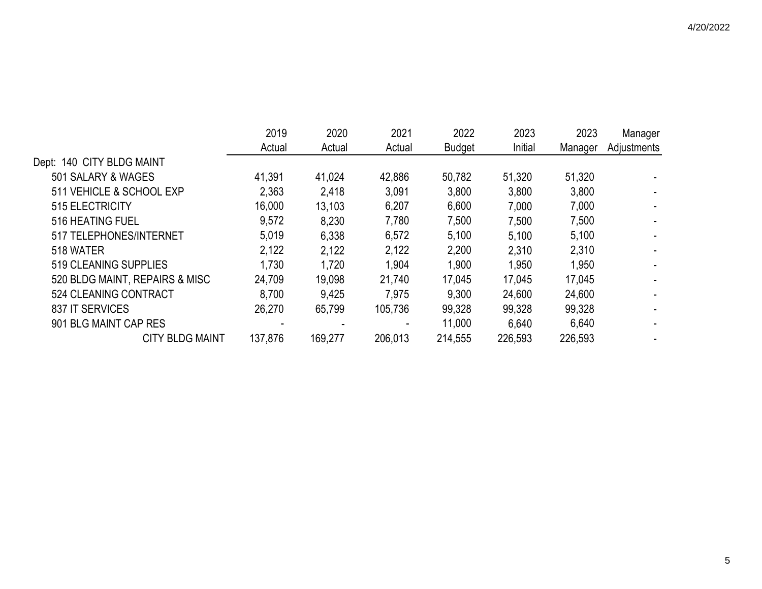| | 2019 Actual | 2020 Actual | 2021 Actual | 2022 Budget | 2023 Initial | 2023 Manager | Manager Adjustments |
|---|---|---|---|---|---|---|---|
| Dept: 140 CITY BLDG MAINT | | | | | | | |
| 501 SALARY & WAGES | 41,391 | 41,024 | 42,886 | 50,782 | 51,320 | 51,320 | - |
| 511 VEHICLE & SCHOOL EXP | 2,363 | 2,418 | 3,091 | 3,800 | 3,800 | 3,800 | - |
| 515 ELECTRICITY | 16,000 | 13,103 | 6,207 | 6,600 | 7,000 | 7,000 | - |
| 516 HEATING FUEL | 9,572 | 8,230 | 7,780 | 7,500 | 7,500 | 7,500 | - |
| 517 TELEPHONES/INTERNET | 5,019 | 6,338 | 6,572 | 5,100 | 5,100 | 5,100 | - |
| 518 WATER | 2,122 | 2,122 | 2,122 | 2,200 | 2,310 | 2,310 | - |
| 519 CLEANING SUPPLIES | 1,730 | 1,720 | 1,904 | 1,900 | 1,950 | 1,950 | - |
| 520 BLDG MAINT, REPAIRS & MISC | 24,709 | 19,098 | 21,740 | 17,045 | 17,045 | 17,045 | - |
| 524 CLEANING CONTRACT | 8,700 | 9,425 | 7,975 | 9,300 | 24,600 | 24,600 | - |
| 837 IT SERVICES | 26,270 | 65,799 | 105,736 | 99,328 | 99,328 | 99,328 | - |
| 901 BLG MAINT CAP RES | - | - | - | 11,000 | 6,640 | 6,640 | - |
| CITY BLDG MAINT | 137,876 | 169,277 | 206,013 | 214,555 | 226,593 | 226,593 | - |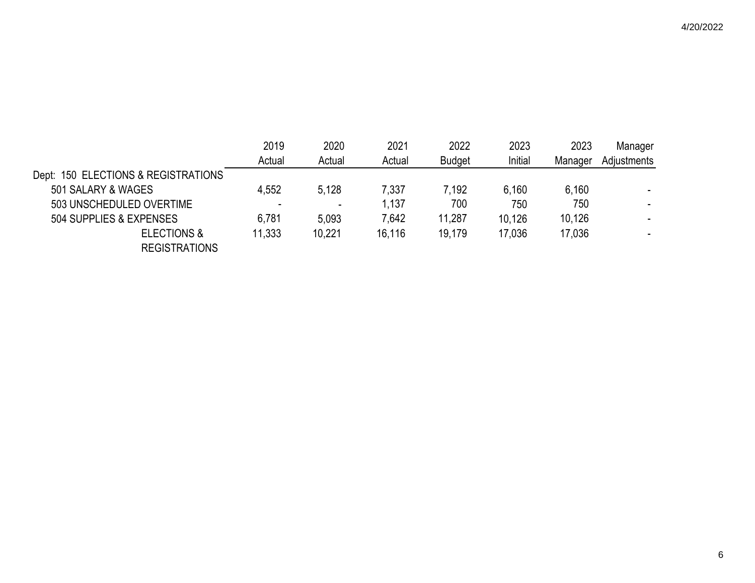| | 2019 Actual | 2020 Actual | 2021 Actual | 2022 Budget | 2023 Initial | 2023 Manager | Manager Adjustments |
|---|---|---|---|---|---|---|---|
| Dept: 150 ELECTIONS & REGISTRATIONS | | | | | | | |
| 501 SALARY & WAGES | 4,552 | 5,128 | 7,337 | 7,192 | 6,160 | 6,160 | - |
| 503 UNSCHEDULED OVERTIME | - | - | 1,137 | 700 | 750 | 750 | - |
| 504 SUPPLIES & EXPENSES | 6,781 | 5,093 | 7,642 | 11,287 | 10,126 | 10,126 | - |
| ELECTIONS & REGISTRATIONS | 11,333 | 10,221 | 16,116 | 19,179 | 17,036 | 17,036 | - |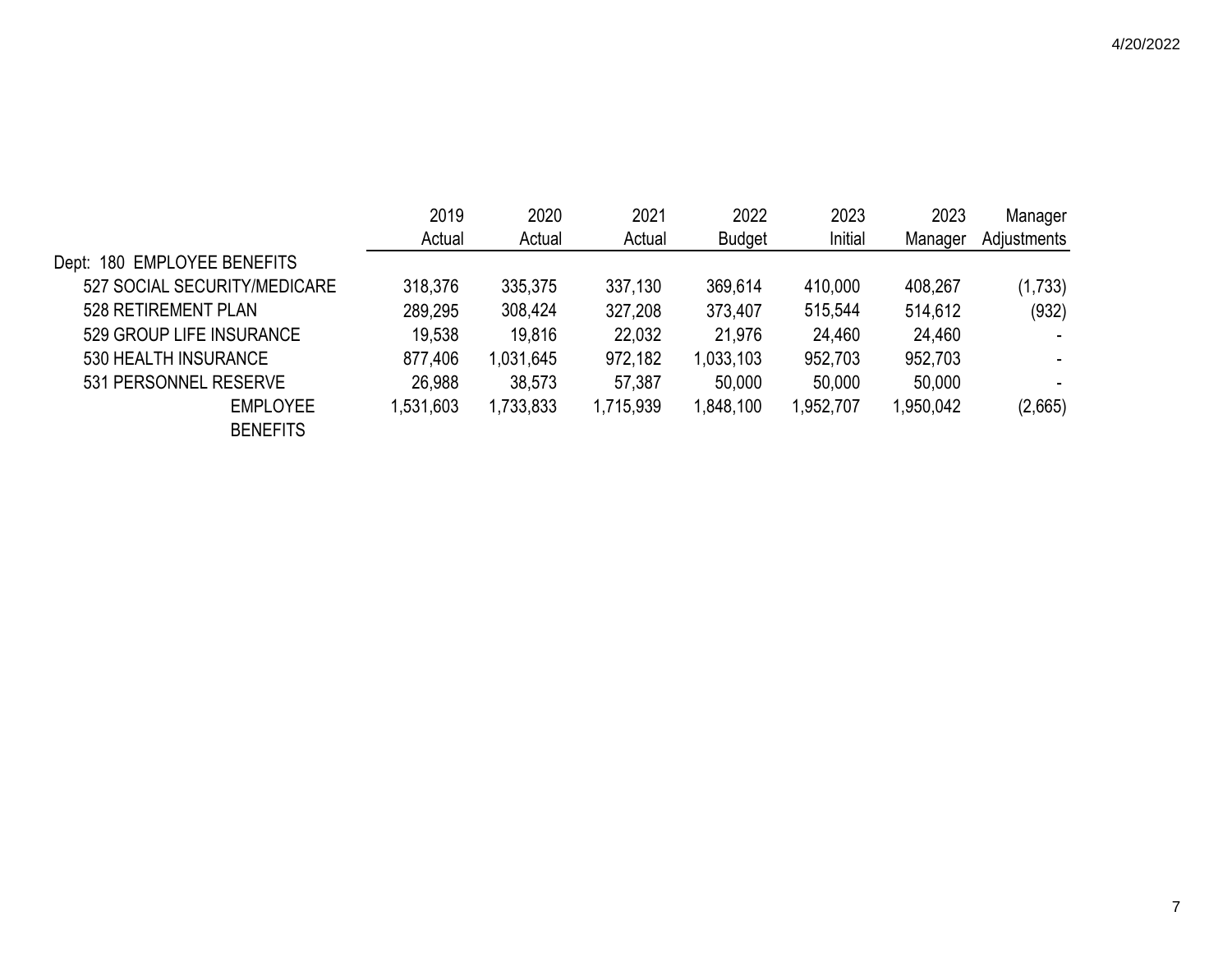| | 2019 Actual | 2020 Actual | 2021 Actual | 2022 Budget | 2023 Initial | 2023 Manager | Manager Adjustments |
|---|---|---|---|---|---|---|---|
| Dept: 180 EMPLOYEE BENEFITS | | | | | | | |
| 527 SOCIAL SECURITY/MEDICARE | 318,376 | 335,375 | 337,130 | 369,614 | 410,000 | 408,267 | (1,733) |
| 528 RETIREMENT PLAN | 289,295 | 308,424 | 327,208 | 373,407 | 515,544 | 514,612 | (932) |
| 529 GROUP LIFE INSURANCE | 19,538 | 19,816 | 22,032 | 21,976 | 24,460 | 24,460 | - |
| 530 HEALTH INSURANCE | 877,406 | 1,031,645 | 972,182 | 1,033,103 | 952,703 | 952,703 | - |
| 531 PERSONNEL RESERVE | 26,988 | 38,573 | 57,387 | 50,000 | 50,000 | 50,000 | - |
| EMPLOYEE BENEFITS | 1,531,603 | 1,733,833 | 1,715,939 | 1,848,100 | 1,952,707 | 1,950,042 | (2,665) |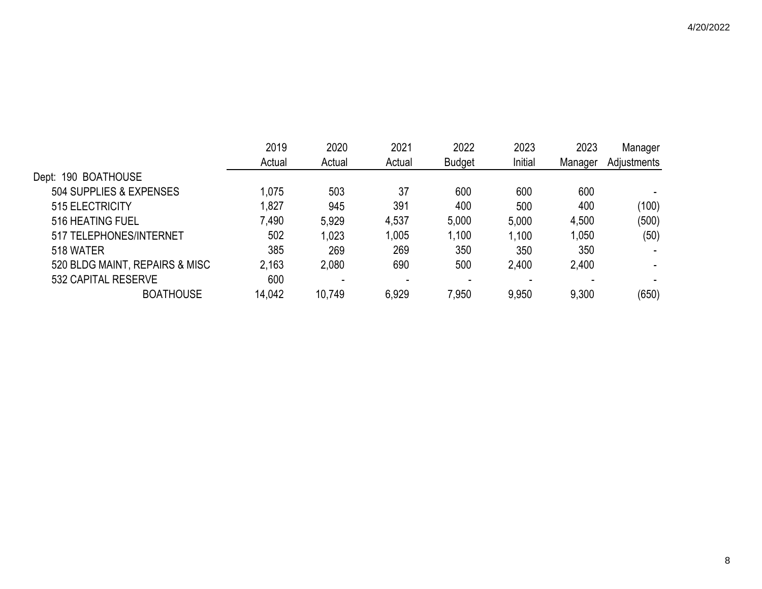| | 2019 Actual | 2020 Actual | 2021 Actual | 2022 Budget | 2023 Initial | 2023 Manager | Manager Adjustments |
|---|---|---|---|---|---|---|---|
| Dept: 190 BOATHOUSE | | | | | | | |
| 504 SUPPLIES & EXPENSES | 1,075 | 503 | 37 | 600 | 600 | 600 | - |
| 515 ELECTRICITY | 1,827 | 945 | 391 | 400 | 500 | 400 | (100) |
| 516 HEATING FUEL | 7,490 | 5,929 | 4,537 | 5,000 | 5,000 | 4,500 | (500) |
| 517 TELEPHONES/INTERNET | 502 | 1,023 | 1,005 | 1,100 | 1,100 | 1,050 | (50) |
| 518 WATER | 385 | 269 | 269 | 350 | 350 | 350 | - |
| 520 BLDG MAINT, REPAIRS & MISC | 2,163 | 2,080 | 690 | 500 | 2,400 | 2,400 | - |
| 532 CAPITAL RESERVE | 600 | - | - | - | - | - | - |
| BOATHOUSE | 14,042 | 10,749 | 6,929 | 7,950 | 9,950 | 9,300 | (650) |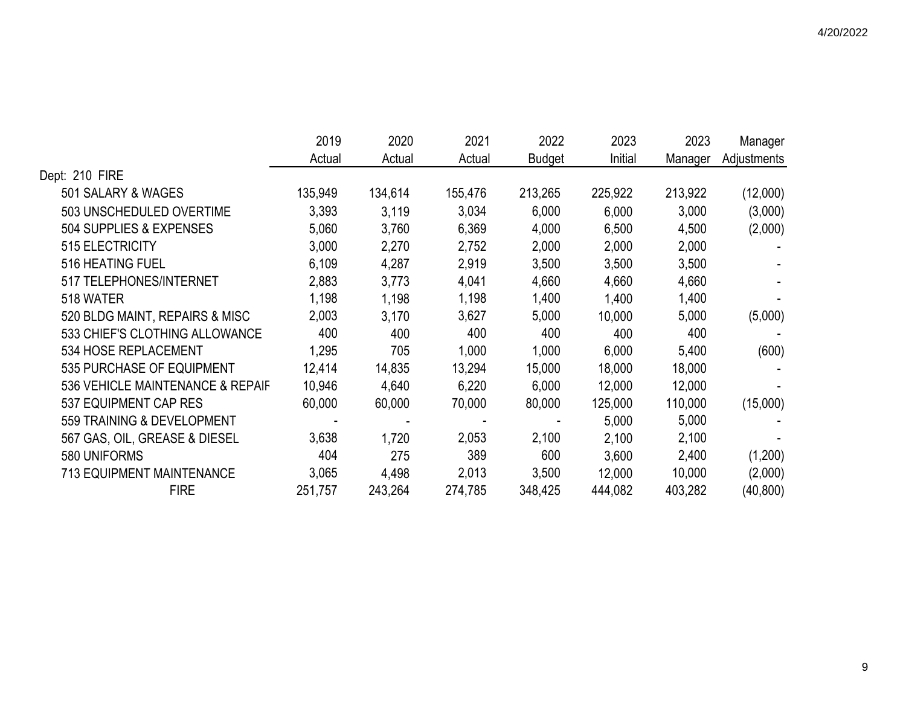| | 2019 Actual | 2020 Actual | 2021 Actual | 2022 Budget | 2023 Initial | 2023 Manager | Manager Adjustments |
|---|---|---|---|---|---|---|---|
| Dept: 210 FIRE | | | | | | | |
| 501 SALARY & WAGES | 135,949 | 134,614 | 155,476 | 213,265 | 225,922 | 213,922 | (12,000) |
| 503 UNSCHEDULED OVERTIME | 3,393 | 3,119 | 3,034 | 6,000 | 6,000 | 3,000 | (3,000) |
| 504 SUPPLIES & EXPENSES | 5,060 | 3,760 | 6,369 | 4,000 | 6,500 | 4,500 | (2,000) |
| 515 ELECTRICITY | 3,000 | 2,270 | 2,752 | 2,000 | 2,000 | 2,000 | - |
| 516 HEATING FUEL | 6,109 | 4,287 | 2,919 | 3,500 | 3,500 | 3,500 | - |
| 517 TELEPHONES/INTERNET | 2,883 | 3,773 | 4,041 | 4,660 | 4,660 | 4,660 | - |
| 518 WATER | 1,198 | 1,198 | 1,198 | 1,400 | 1,400 | 1,400 | - |
| 520 BLDG MAINT, REPAIRS & MISC | 2,003 | 3,170 | 3,627 | 5,000 | 10,000 | 5,000 | (5,000) |
| 533 CHIEF'S CLOTHING ALLOWANCE | 400 | 400 | 400 | 400 | 400 | 400 | - |
| 534 HOSE REPLACEMENT | 1,295 | 705 | 1,000 | 1,000 | 6,000 | 5,400 | (600) |
| 535 PURCHASE OF EQUIPMENT | 12,414 | 14,835 | 13,294 | 15,000 | 18,000 | 18,000 | - |
| 536 VEHICLE MAINTENANCE & REPAIF | 10,946 | 4,640 | 6,220 | 6,000 | 12,000 | 12,000 | - |
| 537 EQUIPMENT CAP RES | 60,000 | 60,000 | 70,000 | 80,000 | 125,000 | 110,000 | (15,000) |
| 559 TRAINING & DEVELOPMENT | - | - | - | - | 5,000 | 5,000 | - |
| 567 GAS, OIL, GREASE & DIESEL | 3,638 | 1,720 | 2,053 | 2,100 | 2,100 | 2,100 | - |
| 580 UNIFORMS | 404 | 275 | 389 | 600 | 3,600 | 2,400 | (1,200) |
| 713 EQUIPMENT MAINTENANCE | 3,065 | 4,498 | 2,013 | 3,500 | 12,000 | 10,000 | (2,000) |
| FIRE | 251,757 | 243,264 | 274,785 | 348,425 | 444,082 | 403,282 | (40,800) |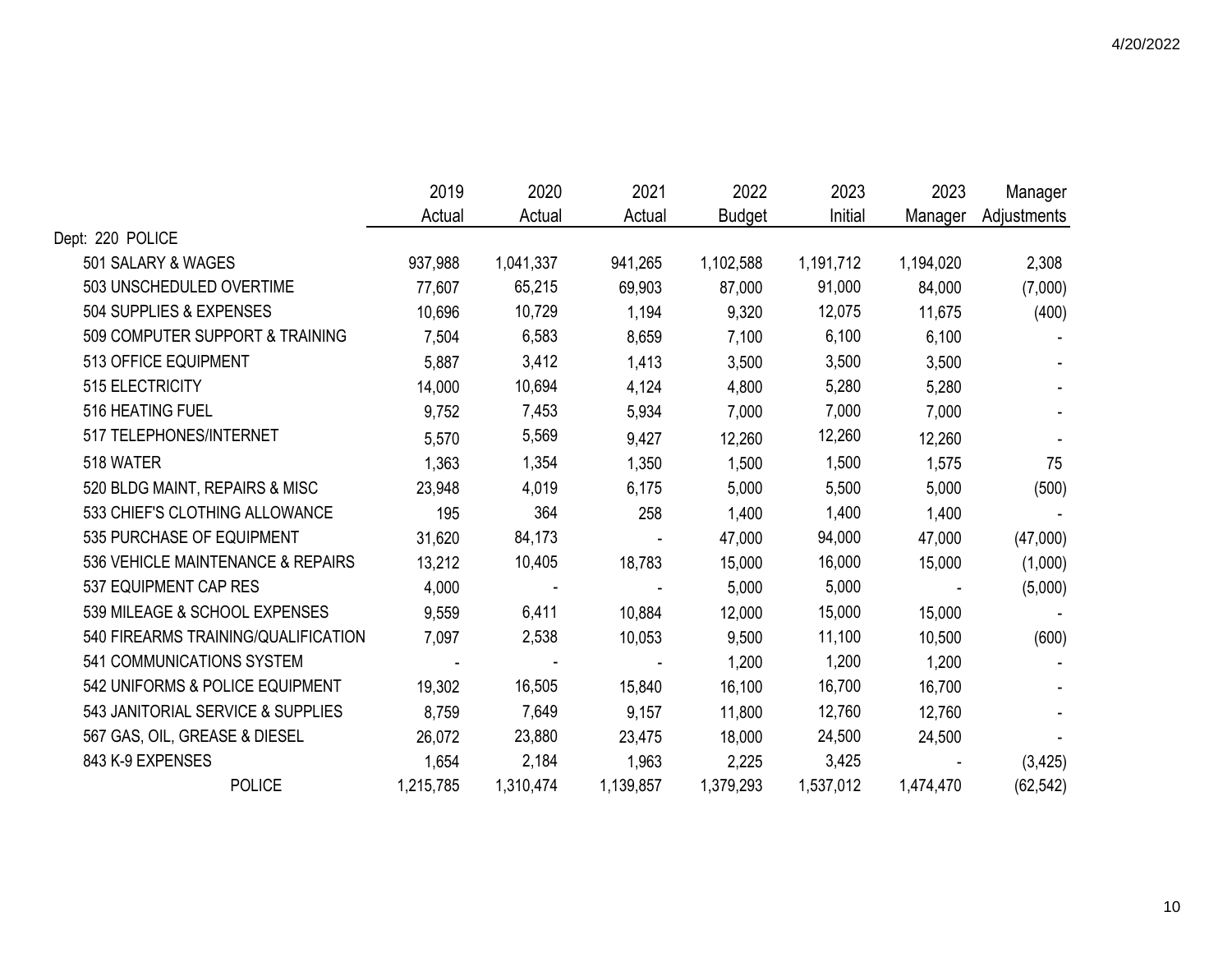| | 2019 Actual | 2020 Actual | 2021 Actual | 2022 Budget | 2023 Initial | 2023 Manager | Manager Adjustments |
|---|---|---|---|---|---|---|---|
| Dept: 220 POLICE | | | | | | | |
| 501 SALARY & WAGES | 937,988 | 1,041,337 | 941,265 | 1,102,588 | 1,191,712 | 1,194,020 | 2,308 |
| 503 UNSCHEDULED OVERTIME | 77,607 | 65,215 | 69,903 | 87,000 | 91,000 | 84,000 | (7,000) |
| 504 SUPPLIES & EXPENSES | 10,696 | 10,729 | 1,194 | 9,320 | 12,075 | 11,675 | (400) |
| 509 COMPUTER SUPPORT & TRAINING | 7,504 | 6,583 | 8,659 | 7,100 | 6,100 | 6,100 | - |
| 513 OFFICE EQUIPMENT | 5,887 | 3,412 | 1,413 | 3,500 | 3,500 | 3,500 | - |
| 515 ELECTRICITY | 14,000 | 10,694 | 4,124 | 4,800 | 5,280 | 5,280 | - |
| 516 HEATING FUEL | 9,752 | 7,453 | 5,934 | 7,000 | 7,000 | 7,000 | - |
| 517 TELEPHONES/INTERNET | 5,570 | 5,569 | 9,427 | 12,260 | 12,260 | 12,260 | - |
| 518 WATER | 1,363 | 1,354 | 1,350 | 1,500 | 1,500 | 1,575 | 75 |
| 520 BLDG MAINT, REPAIRS & MISC | 23,948 | 4,019 | 6,175 | 5,000 | 5,500 | 5,000 | (500) |
| 533 CHIEF'S CLOTHING ALLOWANCE | 195 | 364 | 258 | 1,400 | 1,400 | 1,400 | - |
| 535 PURCHASE OF EQUIPMENT | 31,620 | 84,173 | - | 47,000 | 94,000 | 47,000 | (47,000) |
| 536 VEHICLE MAINTENANCE & REPAIRS | 13,212 | 10,405 | 18,783 | 15,000 | 16,000 | 15,000 | (1,000) |
| 537 EQUIPMENT CAP RES | 4,000 | - | - | 5,000 | 5,000 | - | (5,000) |
| 539 MILEAGE & SCHOOL EXPENSES | 9,559 | 6,411 | 10,884 | 12,000 | 15,000 | 15,000 | - |
| 540 FIREARMS TRAINING/QUALIFICATION | 7,097 | 2,538 | 10,053 | 9,500 | 11,100 | 10,500 | (600) |
| 541 COMMUNICATIONS SYSTEM | - | - | - | 1,200 | 1,200 | 1,200 | - |
| 542 UNIFORMS & POLICE EQUIPMENT | 19,302 | 16,505 | 15,840 | 16,100 | 16,700 | 16,700 | - |
| 543 JANITORIAL SERVICE & SUPPLIES | 8,759 | 7,649 | 9,157 | 11,800 | 12,760 | 12,760 | - |
| 567 GAS, OIL, GREASE & DIESEL | 26,072 | 23,880 | 23,475 | 18,000 | 24,500 | 24,500 | - |
| 843 K-9 EXPENSES | 1,654 | 2,184 | 1,963 | 2,225 | 3,425 | - | (3,425) |
| POLICE | 1,215,785 | 1,310,474 | 1,139,857 | 1,379,293 | 1,537,012 | 1,474,470 | (62,542) |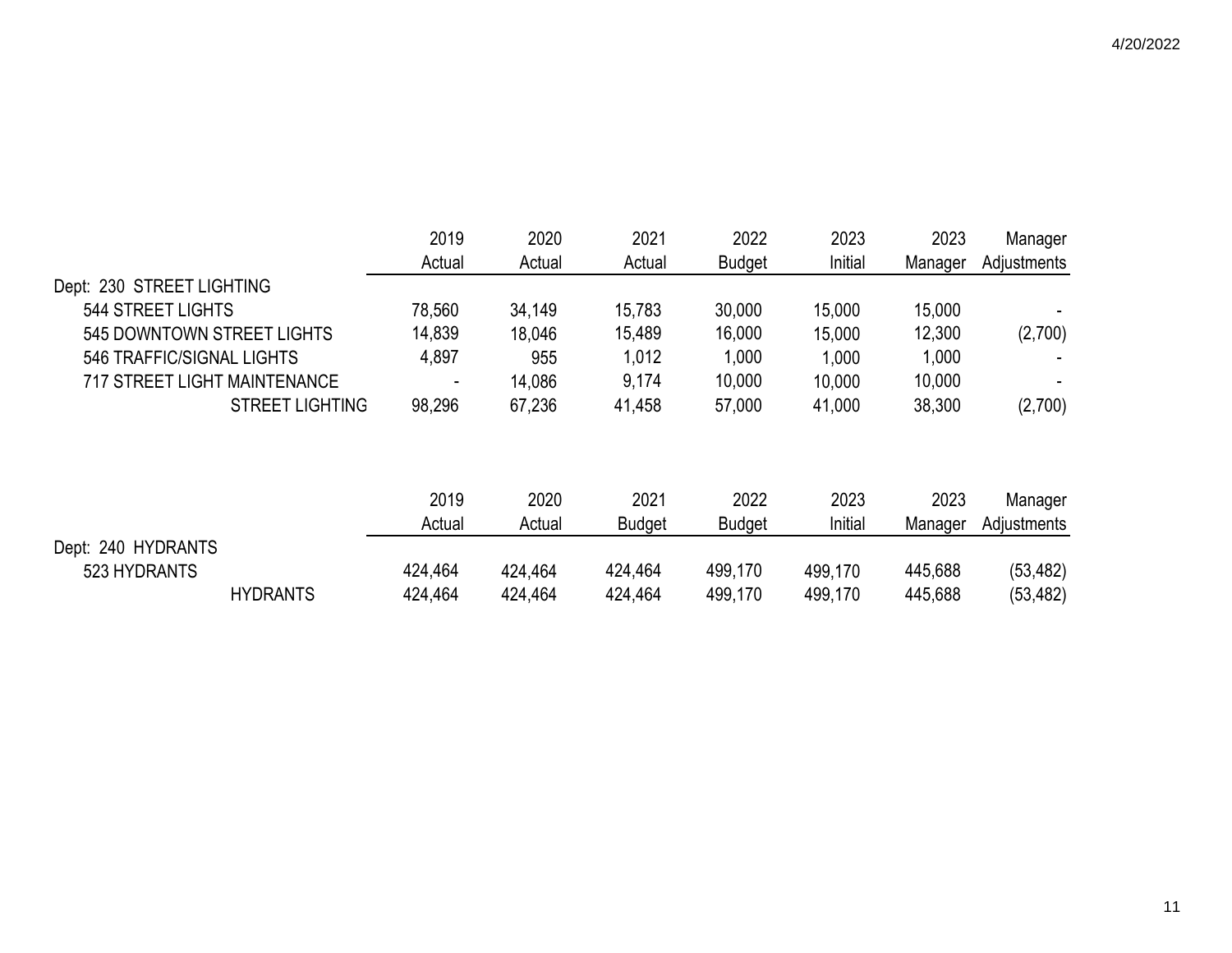| | 2019 Actual | 2020 Actual | 2021 Actual | 2022 Budget | 2023 Initial | 2023 Manager | Manager Adjustments |
|---|---|---|---|---|---|---|---|
| Dept: 230 STREET LIGHTING | | | | | | | |
| 544 STREET LIGHTS | 78,560 | 34,149 | 15,783 | 30,000 | 15,000 | 15,000 | - |
| 545 DOWNTOWN STREET LIGHTS | 14,839 | 18,046 | 15,489 | 16,000 | 15,000 | 12,300 | (2,700) |
| 546 TRAFFIC/SIGNAL LIGHTS | 4,897 | 955 | 1,012 | 1,000 | 1,000 | 1,000 | - |
| 717 STREET LIGHT MAINTENANCE | - | 14,086 | 9,174 | 10,000 | 10,000 | 10,000 | - |
| STREET LIGHTING | 98,296 | 67,236 | 41,458 | 57,000 | 41,000 | 38,300 | (2,700) |

| | 2019 Actual | 2020 Actual | 2021 Budget | 2022 Budget | 2023 Initial | 2023 Manager | Manager Adjustments |
|---|---|---|---|---|---|---|---|
| Dept: 240 HYDRANTS | | | | | | | |
| 523 HYDRANTS | 424,464 | 424,464 | 424,464 | 499,170 | 499,170 | 445,688 | (53,482) |
| HYDRANTS | 424,464 | 424,464 | 424,464 | 499,170 | 499,170 | 445,688 | (53,482) |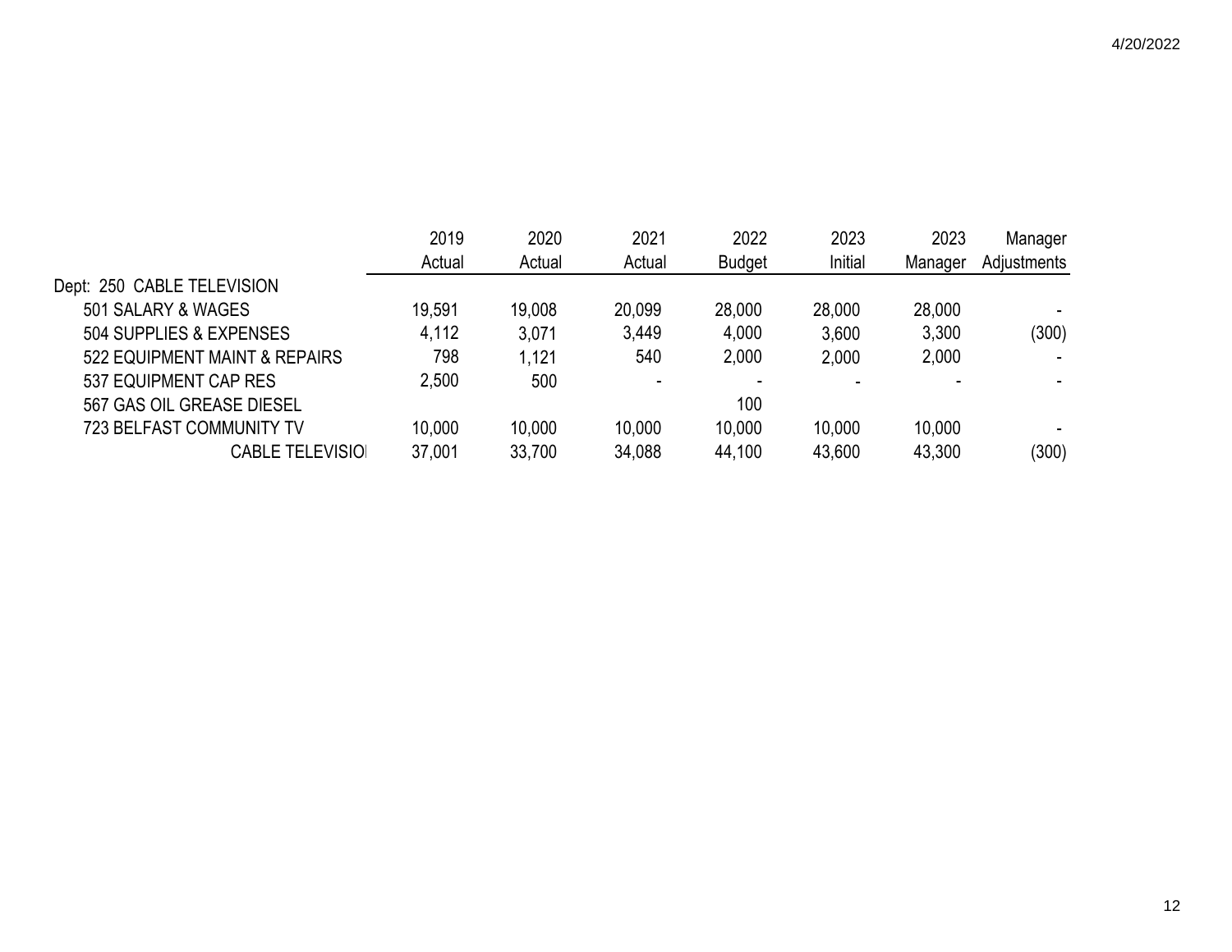| | 2019 Actual | 2020 Actual | 2021 Actual | 2022 Budget | 2023 Initial | 2023 Manager | Manager Adjustments |
|---|---|---|---|---|---|---|---|
| Dept: 250 CABLE TELEVISION | | | | | | | |
| 501 SALARY & WAGES | 19,591 | 19,008 | 20,099 | 28,000 | 28,000 | 28,000 | - |
| 504 SUPPLIES & EXPENSES | 4,112 | 3,071 | 3,449 | 4,000 | 3,600 | 3,300 | (300) |
| 522 EQUIPMENT MAINT & REPAIRS | 798 | 1,121 | 540 | 2,000 | 2,000 | 2,000 | - |
| 537 EQUIPMENT CAP RES | 2,500 | 500 | - | - | - | - | - |
| 567 GAS OIL GREASE DIESEL | | | | 100 | | | |
| 723 BELFAST COMMUNITY TV | 10,000 | 10,000 | 10,000 | 10,000 | 10,000 | 10,000 | - |
| CABLE TELEVISIOI | 37,001 | 33,700 | 34,088 | 44,100 | 43,600 | 43,300 | (300) |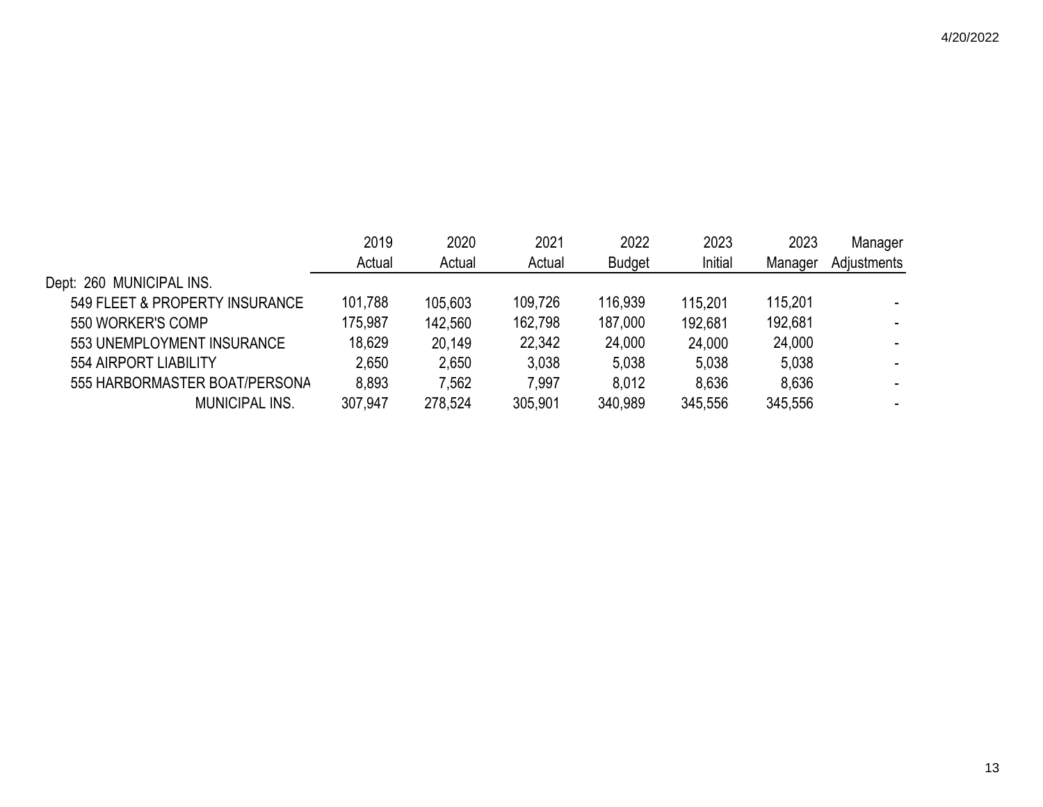| | 2019 Actual | 2020 Actual | 2021 Actual | 2022 Budget | 2023 Initial | 2023 Manager | Manager Adjustments |
|---|---|---|---|---|---|---|---|
| Dept: 260 MUNICIPAL INS. | | | | | | | |
| 549 FLEET & PROPERTY INSURANCE | 101,788 | 105,603 | 109,726 | 116,939 | 115,201 | 115,201 | - |
| 550 WORKER'S COMP | 175,987 | 142,560 | 162,798 | 187,000 | 192,681 | 192,681 | - |
| 553 UNEMPLOYMENT INSURANCE | 18,629 | 20,149 | 22,342 | 24,000 | 24,000 | 24,000 | - |
| 554 AIRPORT LIABILITY | 2,650 | 2,650 | 3,038 | 5,038 | 5,038 | 5,038 | - |
| 555 HARBORMASTER BOAT/PERSONA | 8,893 | 7,562 | 7,997 | 8,012 | 8,636 | 8,636 | - |
| MUNICIPAL INS. | 307,947 | 278,524 | 305,901 | 340,989 | 345,556 | 345,556 | - |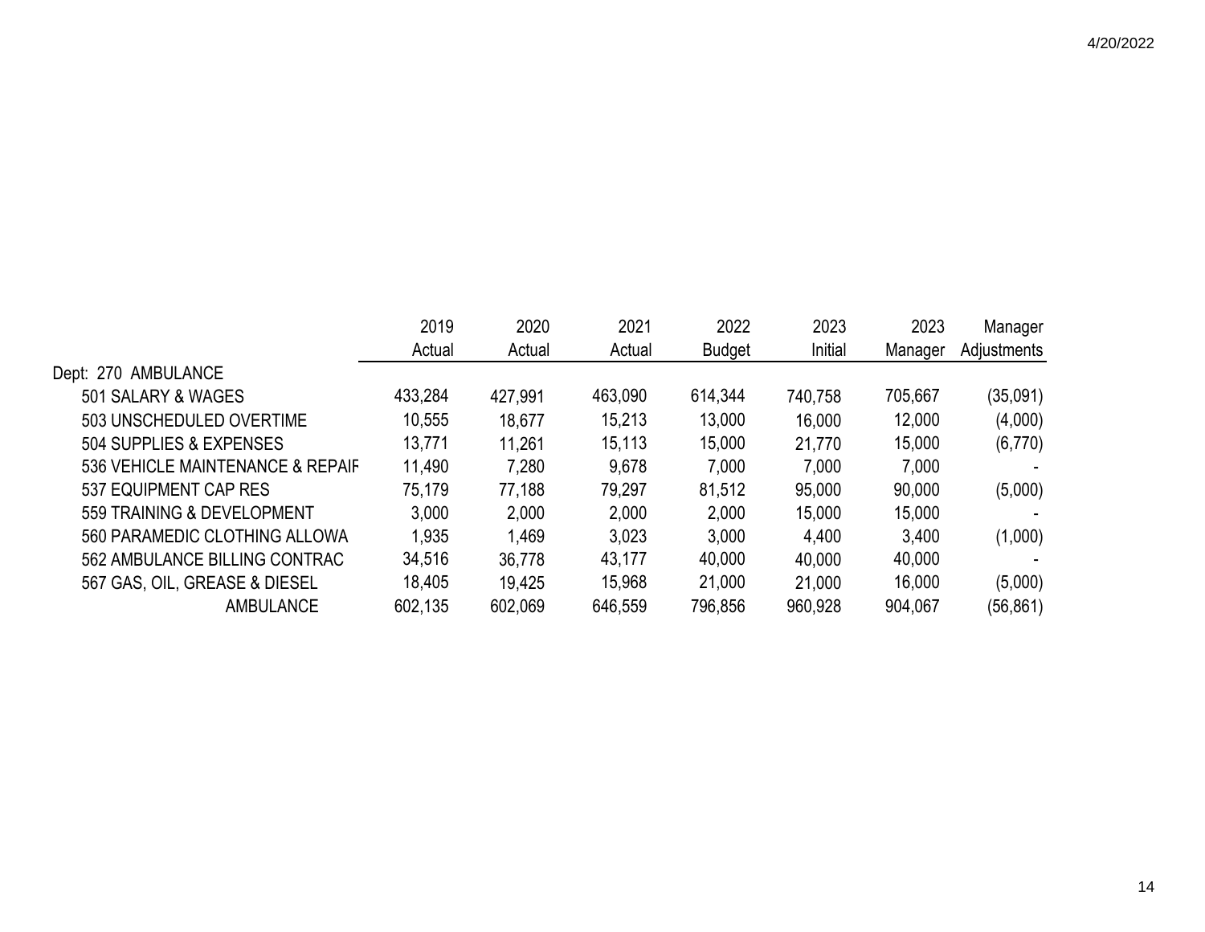| | 2019 Actual | 2020 Actual | 2021 Actual | 2022 Budget | 2023 Initial | 2023 Manager | Manager Adjustments |
|---|---|---|---|---|---|---|---|
| Dept: 270 AMBULANCE | | | | | | | |
| 501 SALARY & WAGES | 433,284 | 427,991 | 463,090 | 614,344 | 740,758 | 705,667 | (35,091) |
| 503 UNSCHEDULED OVERTIME | 10,555 | 18,677 | 15,213 | 13,000 | 16,000 | 12,000 | (4,000) |
| 504 SUPPLIES & EXPENSES | 13,771 | 11,261 | 15,113 | 15,000 | 21,770 | 15,000 | (6,770) |
| 536 VEHICLE MAINTENANCE & REPAIF | 11,490 | 7,280 | 9,678 | 7,000 | 7,000 | 7,000 | - |
| 537 EQUIPMENT CAP RES | 75,179 | 77,188 | 79,297 | 81,512 | 95,000 | 90,000 | (5,000) |
| 559 TRAINING & DEVELOPMENT | 3,000 | 2,000 | 2,000 | 2,000 | 15,000 | 15,000 | - |
| 560 PARAMEDIC CLOTHING ALLOWA | 1,935 | 1,469 | 3,023 | 3,000 | 4,400 | 3,400 | (1,000) |
| 562 AMBULANCE BILLING CONTRAC | 34,516 | 36,778 | 43,177 | 40,000 | 40,000 | 40,000 | - |
| 567 GAS, OIL, GREASE & DIESEL | 18,405 | 19,425 | 15,968 | 21,000 | 21,000 | 16,000 | (5,000) |
| AMBULANCE | 602,135 | 602,069 | 646,559 | 796,856 | 960,928 | 904,067 | (56,861) |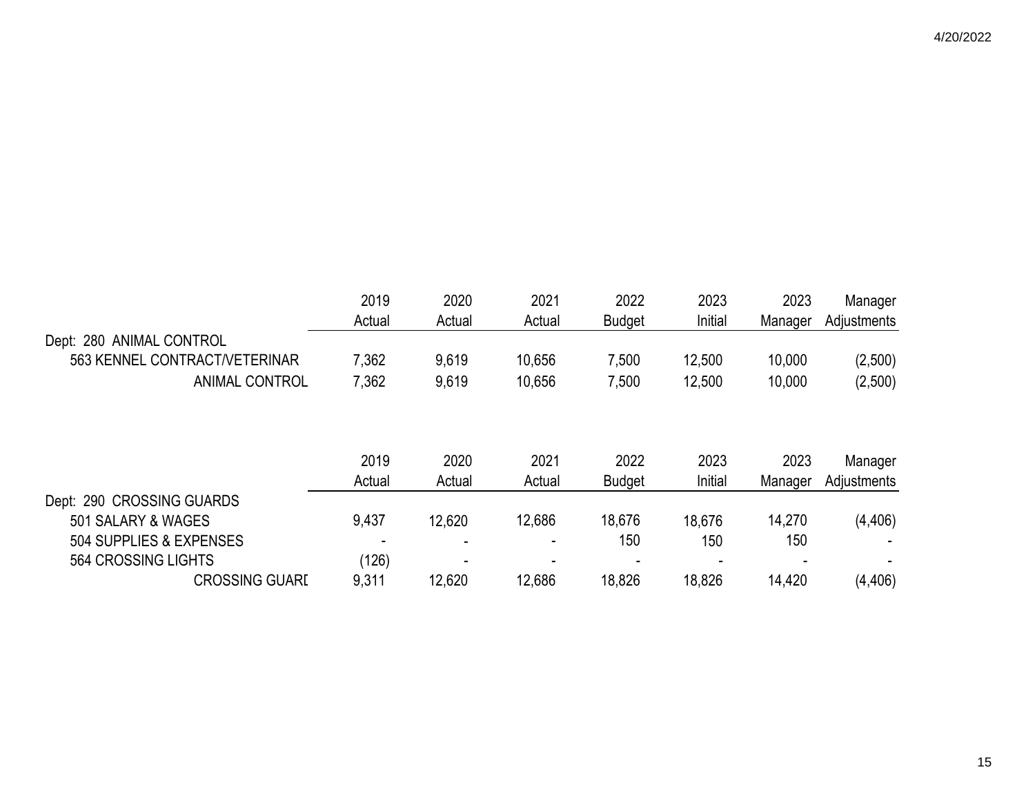| | 2019 Actual | 2020 Actual | 2021 Actual | 2022 Budget | 2023 Initial | 2023 Manager | Manager Adjustments |
|---|---|---|---|---|---|---|---|
| Dept: 280 ANIMAL CONTROL | | | | | | | |
| 563 KENNEL CONTRACT/VETERINAR | 7,362 | 9,619 | 10,656 | 7,500 | 12,500 | 10,000 | (2,500) |
| ANIMAL CONTROL | 7,362 | 9,619 | 10,656 | 7,500 | 12,500 | 10,000 | (2,500) |

| | 2019 Actual | 2020 Actual | 2021 Actual | 2022 Budget | 2023 Initial | 2023 Manager | Manager Adjustments |
|---|---|---|---|---|---|---|---|
| Dept: 290 CROSSING GUARDS | | | | | | | |
| 501 SALARY & WAGES | 9,437 | 12,620 | 12,686 | 18,676 | 18,676 | 14,270 | (4,406) |
| 504 SUPPLIES & EXPENSES | - | - | - | 150 | 150 | 150 | - |
| 564 CROSSING LIGHTS | (126) | - | - | - | - | - | - |
| CROSSING GUARD | 9,311 | 12,620 | 12,686 | 18,826 | 18,826 | 14,420 | (4,406) |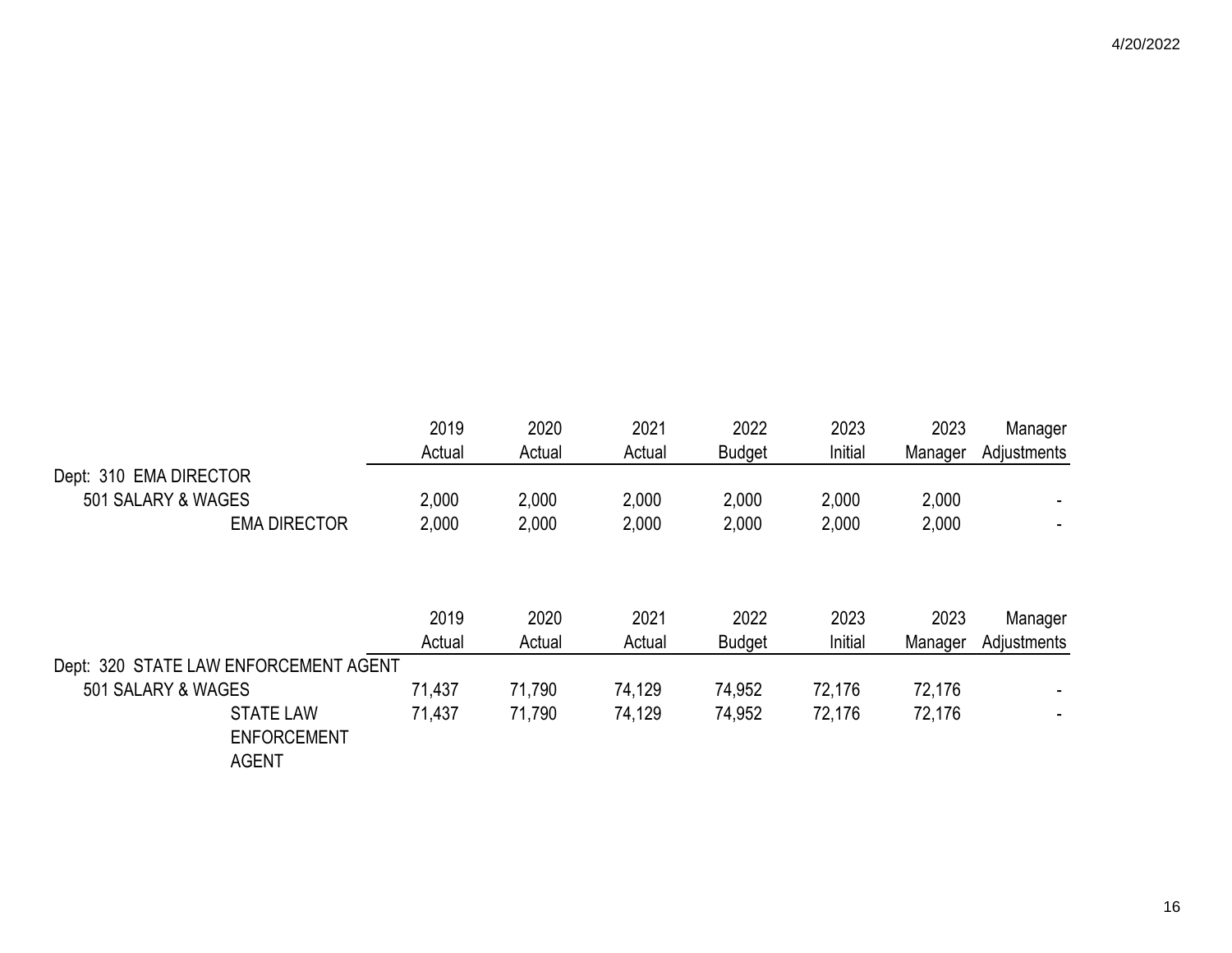| | 2019 Actual | 2020 Actual | 2021 Actual | 2022 Budget | 2023 Initial | 2023 Manager | Manager Adjustments |
|---|---|---|---|---|---|---|---|
| Dept: 310 EMA DIRECTOR | | | | | | | |
| 501 SALARY & WAGES | 2,000 | 2,000 | 2,000 | 2,000 | 2,000 | 2,000 | - |
| EMA DIRECTOR | 2,000 | 2,000 | 2,000 | 2,000 | 2,000 | 2,000 | - |

| | 2019 Actual | 2020 Actual | 2021 Actual | 2022 Budget | 2023 Initial | 2023 Manager | Manager Adjustments |
|---|---|---|---|---|---|---|---|
| Dept: 320 STATE LAW ENFORCEMENT AGENT | | | | | | | |
| 501 SALARY & WAGES | 71,437 | 71,790 | 74,129 | 74,952 | 72,176 | 72,176 | - |
| STATE LAW ENFORCEMENT AGENT | 71,437 | 71,790 | 74,129 | 74,952 | 72,176 | 72,176 | - |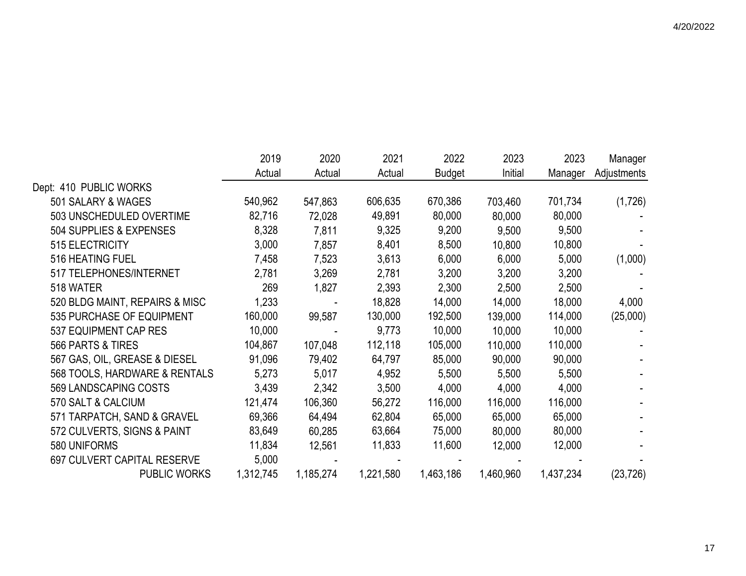4/20/2022

| | 2019 Actual | 2020 Actual | 2021 Actual | 2022 Budget | 2023 Initial | 2023 Manager | Manager Adjustments |
|---|---|---|---|---|---|---|---|
| Dept: 410 PUBLIC WORKS | | | | | | | |
| 501 SALARY & WAGES | 540,962 | 547,863 | 606,635 | 670,386 | 703,460 | 701,734 | (1,726) |
| 503 UNSCHEDULED OVERTIME | 82,716 | 72,028 | 49,891 | 80,000 | 80,000 | 80,000 | - |
| 504 SUPPLIES & EXPENSES | 8,328 | 7,811 | 9,325 | 9,200 | 9,500 | 9,500 | - |
| 515 ELECTRICITY | 3,000 | 7,857 | 8,401 | 8,500 | 10,800 | 10,800 | - |
| 516 HEATING FUEL | 7,458 | 7,523 | 3,613 | 6,000 | 6,000 | 5,000 | (1,000) |
| 517 TELEPHONES/INTERNET | 2,781 | 3,269 | 2,781 | 3,200 | 3,200 | 3,200 | - |
| 518 WATER | 269 | 1,827 | 2,393 | 2,300 | 2,500 | 2,500 | - |
| 520 BLDG MAINT, REPAIRS & MISC | 1,233 | - | 18,828 | 14,000 | 14,000 | 18,000 | 4,000 |
| 535 PURCHASE OF EQUIPMENT | 160,000 | 99,587 | 130,000 | 192,500 | 139,000 | 114,000 | (25,000) |
| 537 EQUIPMENT CAP RES | 10,000 | - | 9,773 | 10,000 | 10,000 | 10,000 | - |
| 566 PARTS & TIRES | 104,867 | 107,048 | 112,118 | 105,000 | 110,000 | 110,000 | - |
| 567 GAS, OIL, GREASE & DIESEL | 91,096 | 79,402 | 64,797 | 85,000 | 90,000 | 90,000 | - |
| 568 TOOLS, HARDWARE & RENTALS | 5,273 | 5,017 | 4,952 | 5,500 | 5,500 | 5,500 | - |
| 569 LANDSCAPING COSTS | 3,439 | 2,342 | 3,500 | 4,000 | 4,000 | 4,000 | - |
| 570 SALT & CALCIUM | 121,474 | 106,360 | 56,272 | 116,000 | 116,000 | 116,000 | - |
| 571 TARPATCH, SAND & GRAVEL | 69,366 | 64,494 | 62,804 | 65,000 | 65,000 | 65,000 | - |
| 572 CULVERTS, SIGNS & PAINT | 83,649 | 60,285 | 63,664 | 75,000 | 80,000 | 80,000 | - |
| 580 UNIFORMS | 11,834 | 12,561 | 11,833 | 11,600 | 12,000 | 12,000 | - |
| 697 CULVERT CAPITAL RESERVE | 5,000 | - | - | - | - | - | - |
| PUBLIC WORKS | 1,312,745 | 1,185,274 | 1,221,580 | 1,463,186 | 1,460,960 | 1,437,234 | (23,726) |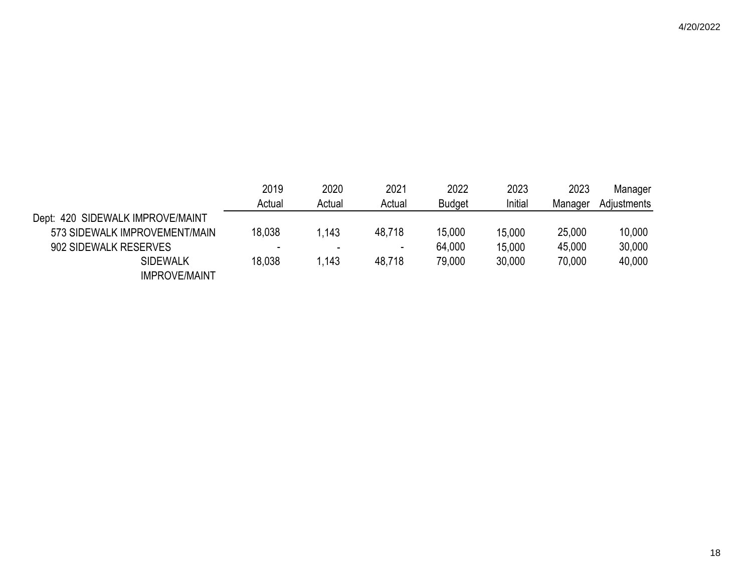| | 2019 Actual | 2020 Actual | 2021 Actual | 2022 Budget | 2023 Initial | 2023 Manager | Manager Adjustments |
|---|---|---|---|---|---|---|---|
| Dept: 420 SIDEWALK IMPROVE/MAINT | | | | | | | |
| 573 SIDEWALK IMPROVEMENT/MAIN | 18,038 | 1,143 | 48,718 | 15,000 | 15,000 | 25,000 | 10,000 |
| 902 SIDEWALK RESERVES | - | - | - | 64,000 | 15,000 | 45,000 | 30,000 |
| SIDEWALK IMPROVE/MAINT | 18,038 | 1,143 | 48,718 | 79,000 | 30,000 | 70,000 | 40,000 |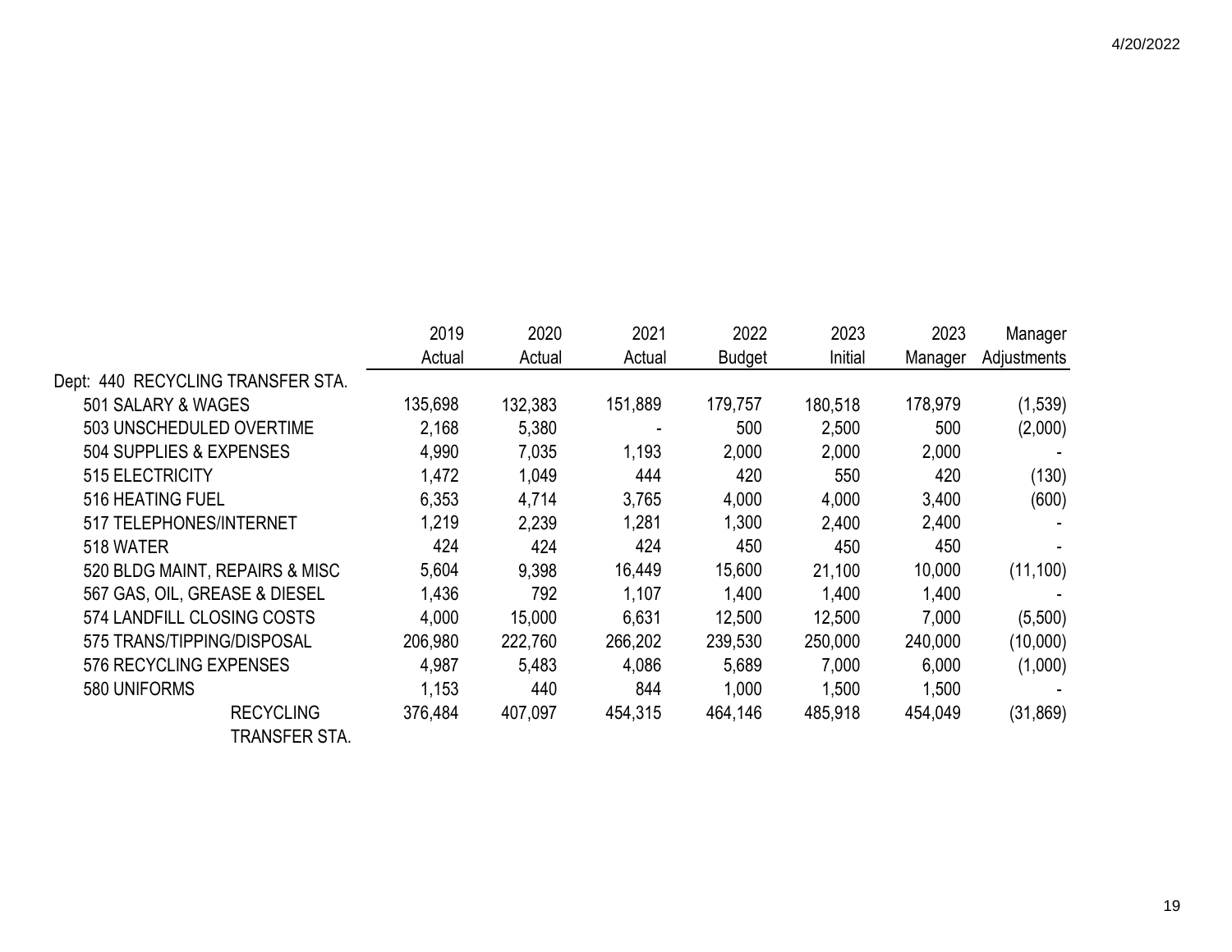| | 2019 Actual | 2020 Actual | 2021 Actual | 2022 Budget | 2023 Initial | 2023 Manager | Manager Adjustments |
|---|---|---|---|---|---|---|---|
| Dept: 440 RECYCLING TRANSFER STA. | | | | | | | |
| 501 SALARY & WAGES | 135,698 | 132,383 | 151,889 | 179,757 | 180,518 | 178,979 | (1,539) |
| 503 UNSCHEDULED OVERTIME | 2,168 | 5,380 | - | 500 | 2,500 | 500 | (2,000) |
| 504 SUPPLIES & EXPENSES | 4,990 | 7,035 | 1,193 | 2,000 | 2,000 | 2,000 | - |
| 515 ELECTRICITY | 1,472 | 1,049 | 444 | 420 | 550 | 420 | (130) |
| 516 HEATING FUEL | 6,353 | 4,714 | 3,765 | 4,000 | 4,000 | 3,400 | (600) |
| 517 TELEPHONES/INTERNET | 1,219 | 2,239 | 1,281 | 1,300 | 2,400 | 2,400 | - |
| 518 WATER | 424 | 424 | 424 | 450 | 450 | 450 | - |
| 520 BLDG MAINT, REPAIRS & MISC | 5,604 | 9,398 | 16,449 | 15,600 | 21,100 | 10,000 | (11,100) |
| 567 GAS, OIL, GREASE & DIESEL | 1,436 | 792 | 1,107 | 1,400 | 1,400 | 1,400 | - |
| 574 LANDFILL CLOSING COSTS | 4,000 | 15,000 | 6,631 | 12,500 | 12,500 | 7,000 | (5,500) |
| 575 TRANS/TIPPING/DISPOSAL | 206,980 | 222,760 | 266,202 | 239,530 | 250,000 | 240,000 | (10,000) |
| 576 RECYCLING EXPENSES | 4,987 | 5,483 | 4,086 | 5,689 | 7,000 | 6,000 | (1,000) |
| 580 UNIFORMS | 1,153 | 440 | 844 | 1,000 | 1,500 | 1,500 | - |
| RECYCLING TRANSFER STA. | 376,484 | 407,097 | 454,315 | 464,146 | 485,918 | 454,049 | (31,869) |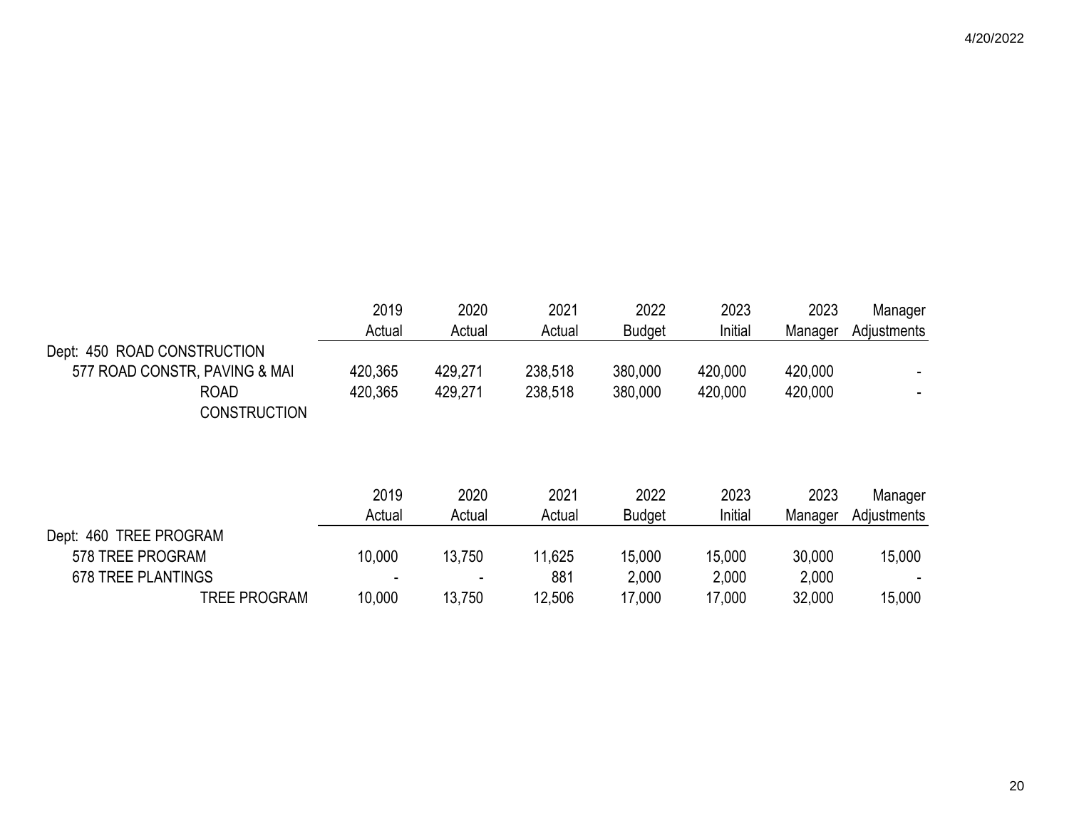| | 2019 Actual | 2020 Actual | 2021 Actual | 2022 Budget | 2023 Initial | 2023 Manager | Manager Adjustments |
|---|---|---|---|---|---|---|---|
| Dept: 450 ROAD CONSTRUCTION | | | | | | | |
| 577 ROAD CONSTR, PAVING & MAI | 420,365 | 429,271 | 238,518 | 380,000 | 420,000 | 420,000 | - |
| ROAD CONSTRUCTION | 420,365 | 429,271 | 238,518 | 380,000 | 420,000 | 420,000 | - |

| | 2019 Actual | 2020 Actual | 2021 Actual | 2022 Budget | 2023 Initial | 2023 Manager | Manager Adjustments |
|---|---|---|---|---|---|---|---|
| Dept: 460 TREE PROGRAM | | | | | | | |
| 578 TREE PROGRAM | 10,000 | 13,750 | 11,625 | 15,000 | 15,000 | 30,000 | 15,000 |
| 678 TREE PLANTINGS | - | - | 881 | 2,000 | 2,000 | 2,000 | - |
| TREE PROGRAM | 10,000 | 13,750 | 12,506 | 17,000 | 17,000 | 32,000 | 15,000 |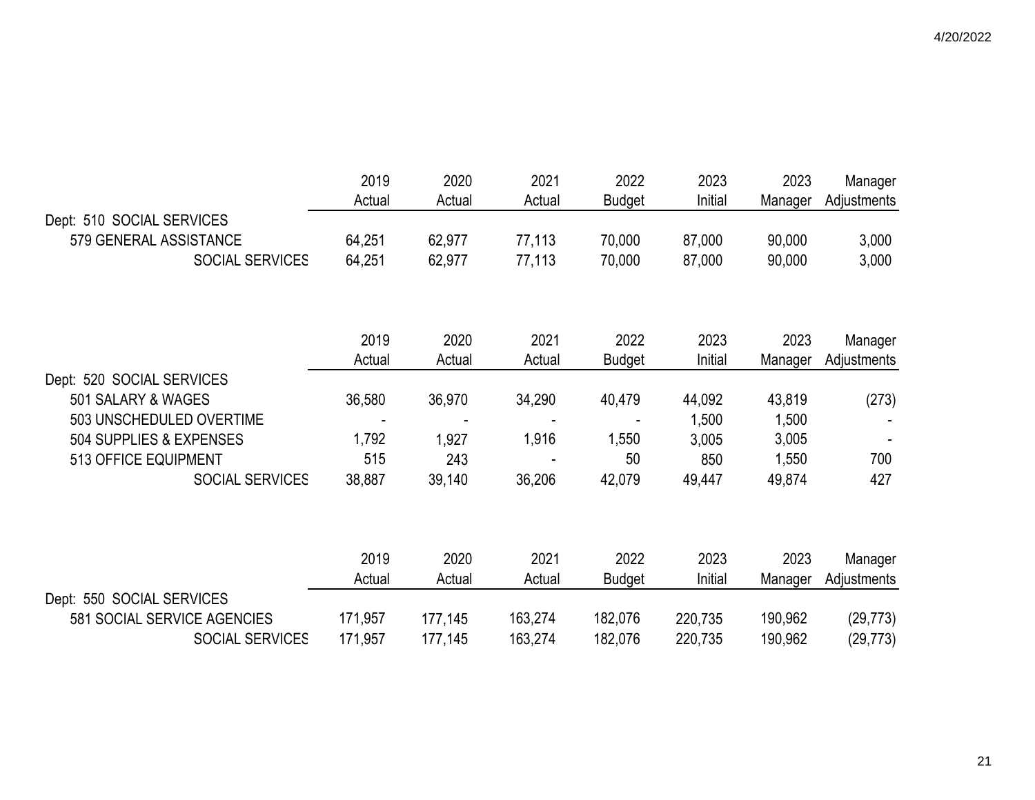| | 2019 Actual | 2020 Actual | 2021 Actual | 2022 Budget | 2023 Initial | 2023 Manager | Manager Adjustments |
|---|---|---|---|---|---|---|---|
| Dept: 510 SOCIAL SERVICES | | | | | | | |
| 579 GENERAL ASSISTANCE | 64,251 | 62,977 | 77,113 | 70,000 | 87,000 | 90,000 | 3,000 |
| SOCIAL SERVICES | 64,251 | 62,977 | 77,113 | 70,000 | 87,000 | 90,000 | 3,000 |

| | 2019 Actual | 2020 Actual | 2021 Actual | 2022 Budget | 2023 Initial | 2023 Manager | Manager Adjustments |
|---|---|---|---|---|---|---|---|
| Dept: 520 SOCIAL SERVICES | | | | | | | |
| 501 SALARY & WAGES | 36,580 | 36,970 | 34,290 | 40,479 | 44,092 | 43,819 | (273) |
| 503 UNSCHEDULED OVERTIME | - | - | - | - | 1,500 | 1,500 | - |
| 504 SUPPLIES & EXPENSES | 1,792 | 1,927 | 1,916 | 1,550 | 3,005 | 3,005 | - |
| 513 OFFICE EQUIPMENT | 515 | 243 | - | 50 | 850 | 1,550 | 700 |
| SOCIAL SERVICES | 38,887 | 39,140 | 36,206 | 42,079 | 49,447 | 49,874 | 427 |

| | 2019 Actual | 2020 Actual | 2021 Actual | 2022 Budget | 2023 Initial | 2023 Manager | Manager Adjustments |
|---|---|---|---|---|---|---|---|
| Dept: 550 SOCIAL SERVICES | | | | | | | |
| 581 SOCIAL SERVICE AGENCIES | 171,957 | 177,145 | 163,274 | 182,076 | 220,735 | 190,962 | (29,773) |
| SOCIAL SERVICES | 171,957 | 177,145 | 163,274 | 182,076 | 220,735 | 190,962 | (29,773) |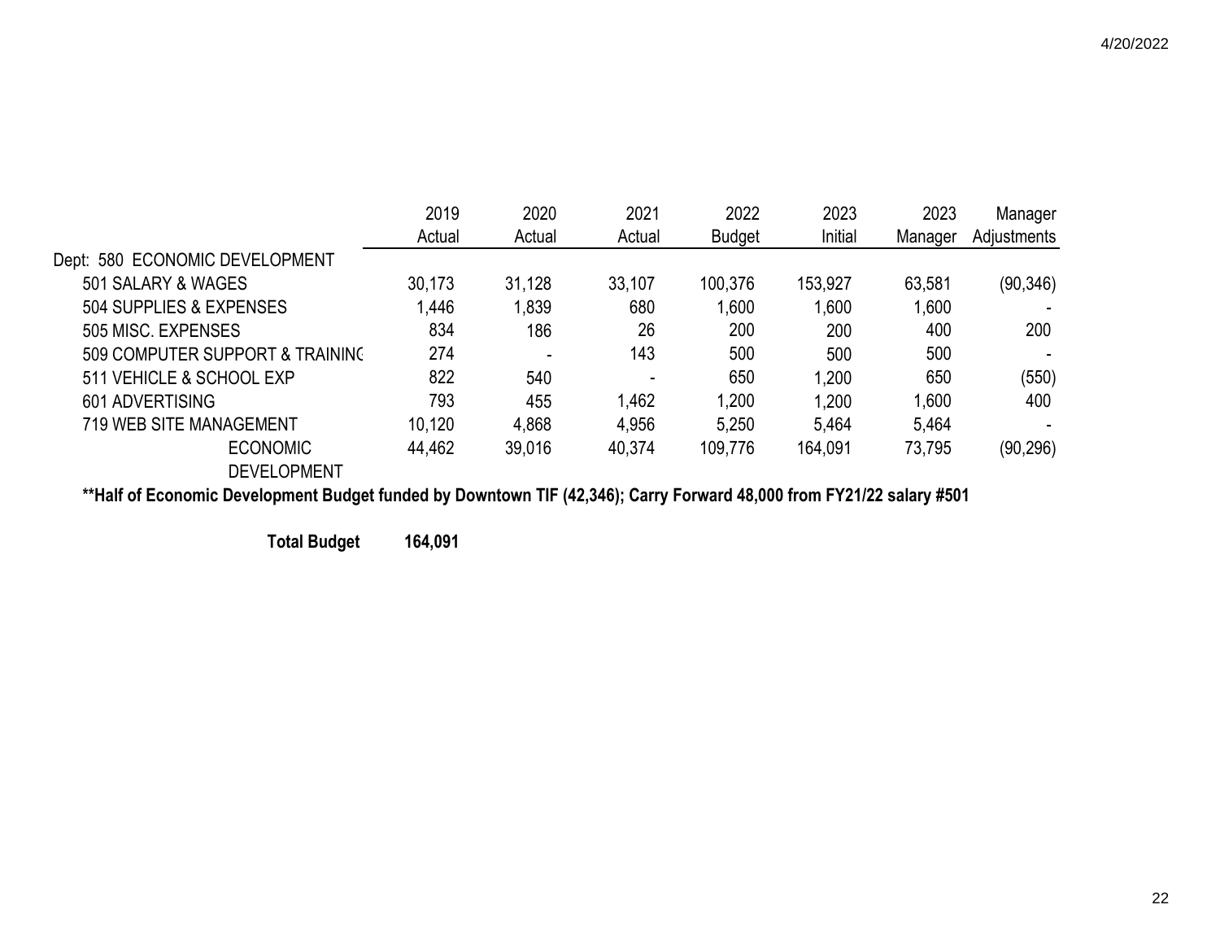| | 2019 Actual | 2020 Actual | 2021 Actual | 2022 Budget | 2023 Initial | 2023 Manager | Manager Adjustments |
|---|---|---|---|---|---|---|---|
| Dept: 580 ECONOMIC DEVELOPMENT | | | | | | | |
| 501 SALARY & WAGES | 30,173 | 31,128 | 33,107 | 100,376 | 153,927 | 63,581 | (90,346) |
| 504 SUPPLIES & EXPENSES | 1,446 | 1,839 | 680 | 1,600 | 1,600 | 1,600 | - |
| 505 MISC. EXPENSES | 834 | 186 | 26 | 200 | 200 | 400 | 200 |
| 509 COMPUTER SUPPORT & TRAININC | 274 | - | 143 | 500 | 500 | 500 | - |
| 511 VEHICLE & SCHOOL EXP | 822 | 540 | - | 650 | 1,200 | 650 | (550) |
| 601 ADVERTISING | 793 | 455 | 1,462 | 1,200 | 1,200 | 1,600 | 400 |
| 719 WEB SITE MANAGEMENT | 10,120 | 4,868 | 4,956 | 5,250 | 5,464 | 5,464 | - |
| ECONOMIC DEVELOPMENT | 44,462 | 39,016 | 40,374 | 109,776 | 164,091 | 73,795 | (90,296) |

**\*\*Half of Economic Development Budget funded by Downtown TIF (42,346); Carry Forward 48,000 from FY21/22 salary #501**

**Total Budget 164,091**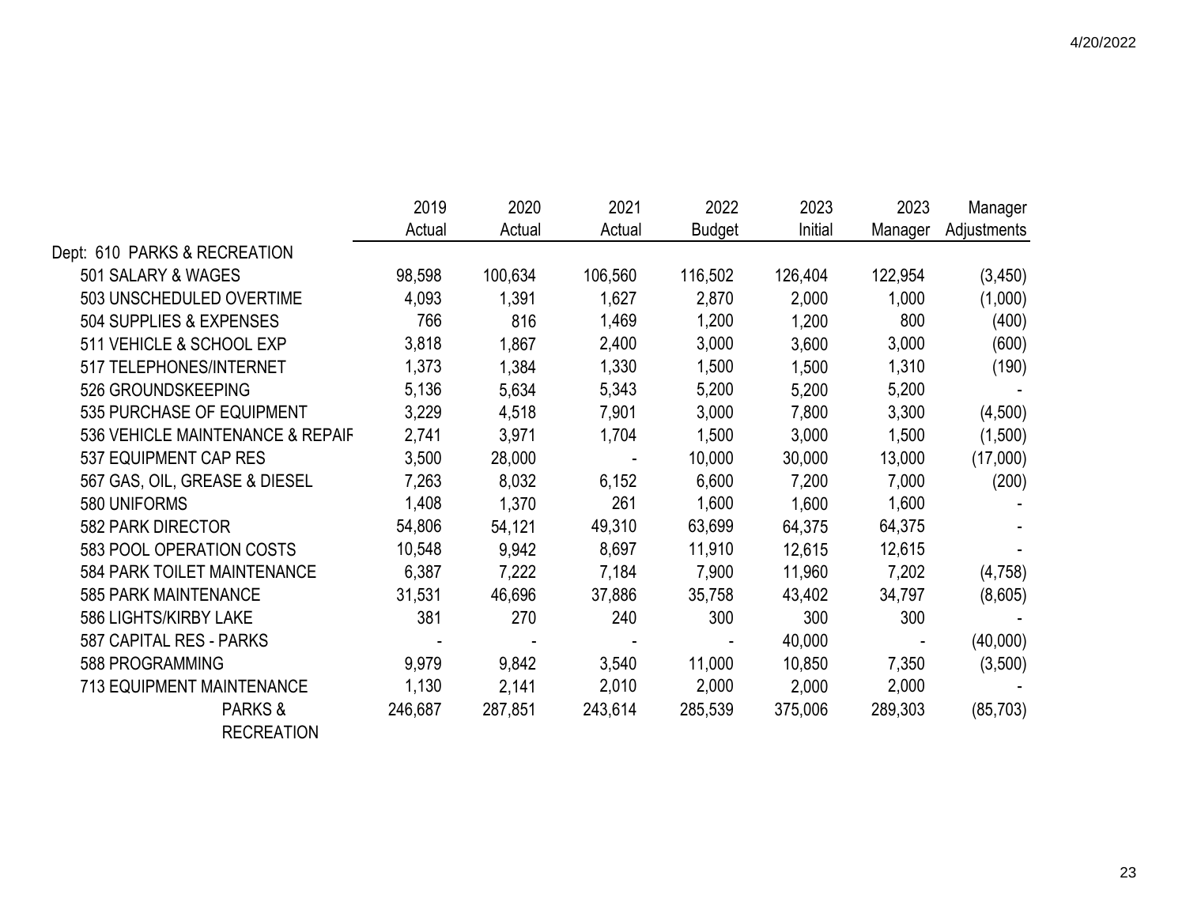| | 2019 Actual | 2020 Actual | 2021 Actual | 2022 Budget | 2023 Initial | 2023 Manager | Manager Adjustments |
|---|---|---|---|---|---|---|---|
| Dept: 610 PARKS & RECREATION | | | | | | | |
| 501 SALARY & WAGES | 98,598 | 100,634 | 106,560 | 116,502 | 126,404 | 122,954 | (3,450) |
| 503 UNSCHEDULED OVERTIME | 4,093 | 1,391 | 1,627 | 2,870 | 2,000 | 1,000 | (1,000) |
| 504 SUPPLIES & EXPENSES | 766 | 816 | 1,469 | 1,200 | 1,200 | 800 | (400) |
| 511 VEHICLE & SCHOOL EXP | 3,818 | 1,867 | 2,400 | 3,000 | 3,600 | 3,000 | (600) |
| 517 TELEPHONES/INTERNET | 1,373 | 1,384 | 1,330 | 1,500 | 1,500 | 1,310 | (190) |
| 526 GROUNDSKEEPING | 5,136 | 5,634 | 5,343 | 5,200 | 5,200 | 5,200 | - |
| 535 PURCHASE OF EQUIPMENT | 3,229 | 4,518 | 7,901 | 3,000 | 7,800 | 3,300 | (4,500) |
| 536 VEHICLE MAINTENANCE & REPAIF | 2,741 | 3,971 | 1,704 | 1,500 | 3,000 | 1,500 | (1,500) |
| 537 EQUIPMENT CAP RES | 3,500 | 28,000 | - | 10,000 | 30,000 | 13,000 | (17,000) |
| 567 GAS, OIL, GREASE & DIESEL | 7,263 | 8,032 | 6,152 | 6,600 | 7,200 | 7,000 | (200) |
| 580 UNIFORMS | 1,408 | 1,370 | 261 | 1,600 | 1,600 | 1,600 | - |
| 582 PARK DIRECTOR | 54,806 | 54,121 | 49,310 | 63,699 | 64,375 | 64,375 | - |
| 583 POOL OPERATION COSTS | 10,548 | 9,942 | 8,697 | 11,910 | 12,615 | 12,615 | - |
| 584 PARK TOILET MAINTENANCE | 6,387 | 7,222 | 7,184 | 7,900 | 11,960 | 7,202 | (4,758) |
| 585 PARK MAINTENANCE | 31,531 | 46,696 | 37,886 | 35,758 | 43,402 | 34,797 | (8,605) |
| 586 LIGHTS/KIRBY LAKE | 381 | 270 | 240 | 300 | 300 | 300 | - |
| 587 CAPITAL RES - PARKS | - | - | - | - | 40,000 | - | (40,000) |
| 588 PROGRAMMING | 9,979 | 9,842 | 3,540 | 11,000 | 10,850 | 7,350 | (3,500) |
| 713 EQUIPMENT MAINTENANCE | 1,130 | 2,141 | 2,010 | 2,000 | 2,000 | 2,000 | - |
| PARKS & RECREATION | 246,687 | 287,851 | 243,614 | 285,539 | 375,006 | 289,303 | (85,703) |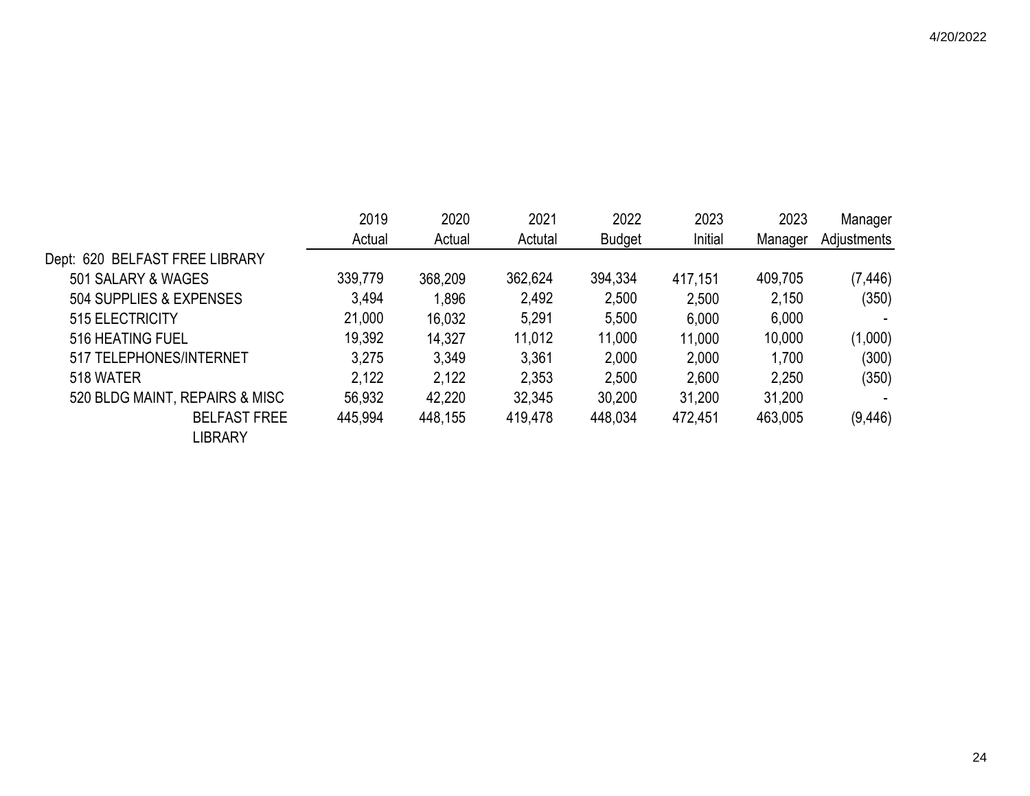| | 2019 Actual | 2020 Actual | 2021 Actutal | 2022 Budget | 2023 Initial | 2023 Manager | Manager Adjustments |
|---|---|---|---|---|---|---|---|
| Dept: 620 BELFAST FREE LIBRARY | | | | | | | |
| 501 SALARY & WAGES | 339,779 | 368,209 | 362,624 | 394,334 | 417,151 | 409,705 | (7,446) |
| 504 SUPPLIES & EXPENSES | 3,494 | 1,896 | 2,492 | 2,500 | 2,500 | 2,150 | (350) |
| 515 ELECTRICITY | 21,000 | 16,032 | 5,291 | 5,500 | 6,000 | 6,000 | - |
| 516 HEATING FUEL | 19,392 | 14,327 | 11,012 | 11,000 | 11,000 | 10,000 | (1,000) |
| 517 TELEPHONES/INTERNET | 3,275 | 3,349 | 3,361 | 2,000 | 2,000 | 1,700 | (300) |
| 518 WATER | 2,122 | 2,122 | 2,353 | 2,500 | 2,600 | 2,250 | (350) |
| 520 BLDG MAINT, REPAIRS & MISC | 56,932 | 42,220 | 32,345 | 30,200 | 31,200 | 31,200 | - |
| BELFAST FREE LIBRARY | 445,994 | 448,155 | 419,478 | 448,034 | 472,451 | 463,005 | (9,446) |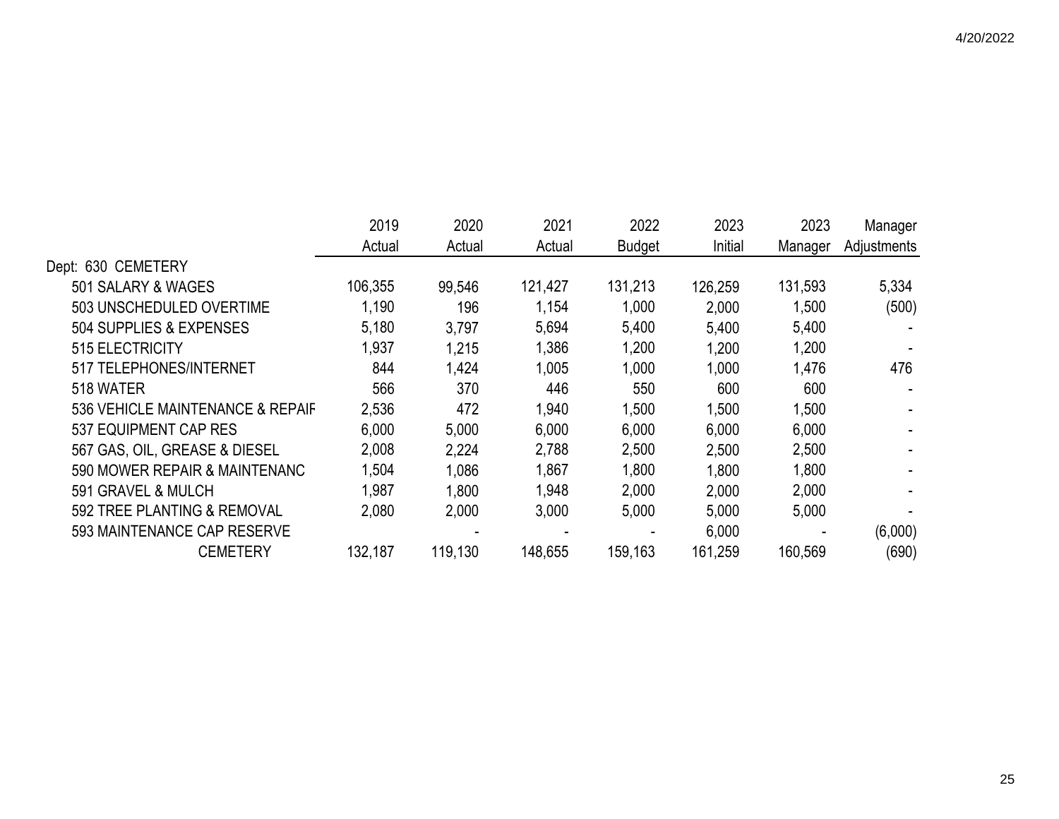| | 2019 Actual | 2020 Actual | 2021 Actual | 2022 Budget | 2023 Initial | 2023 Manager | Manager Adjustments |
|---|---|---|---|---|---|---|---|
| Dept: 630 CEMETERY | | | | | | | |
| 501 SALARY & WAGES | 106,355 | 99,546 | 121,427 | 131,213 | 126,259 | 131,593 | 5,334 |
| 503 UNSCHEDULED OVERTIME | 1,190 | 196 | 1,154 | 1,000 | 2,000 | 1,500 | (500) |
| 504 SUPPLIES & EXPENSES | 5,180 | 3,797 | 5,694 | 5,400 | 5,400 | 5,400 | - |
| 515 ELECTRICITY | 1,937 | 1,215 | 1,386 | 1,200 | 1,200 | 1,200 | - |
| 517 TELEPHONES/INTERNET | 844 | 1,424 | 1,005 | 1,000 | 1,000 | 1,476 | 476 |
| 518 WATER | 566 | 370 | 446 | 550 | 600 | 600 | - |
| 536 VEHICLE MAINTENANCE & REPAIF | 2,536 | 472 | 1,940 | 1,500 | 1,500 | 1,500 | - |
| 537 EQUIPMENT CAP RES | 6,000 | 5,000 | 6,000 | 6,000 | 6,000 | 6,000 | - |
| 567 GAS, OIL, GREASE & DIESEL | 2,008 | 2,224 | 2,788 | 2,500 | 2,500 | 2,500 | - |
| 590 MOWER REPAIR & MAINTENANC | 1,504 | 1,086 | 1,867 | 1,800 | 1,800 | 1,800 | - |
| 591 GRAVEL & MULCH | 1,987 | 1,800 | 1,948 | 2,000 | 2,000 | 2,000 | - |
| 592 TREE PLANTING & REMOVAL | 2,080 | 2,000 | 3,000 | 5,000 | 5,000 | 5,000 | - |
| 593 MAINTENANCE CAP RESERVE | | - | - | - | 6,000 | - | (6,000) |
| CEMETERY | 132,187 | 119,130 | 148,655 | 159,163 | 161,259 | 160,569 | (690) |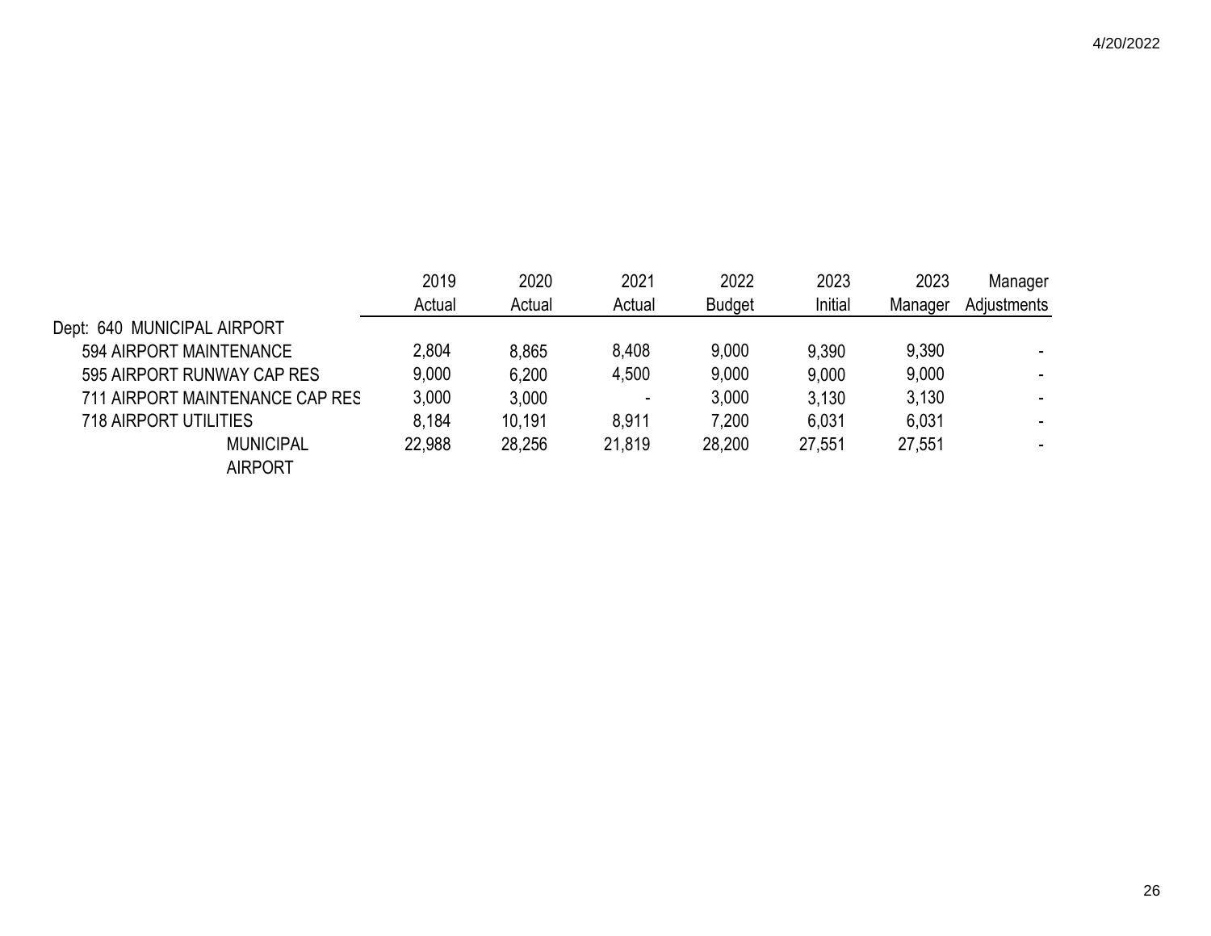| | 2019 Actual | 2020 Actual | 2021 Actual | 2022 Budget | 2023 Initial | 2023 Manager | Manager Adjustments |
|---|---|---|---|---|---|---|---|
| Dept: 640 MUNICIPAL AIRPORT | | | | | | | |
| 594 AIRPORT MAINTENANCE | 2,804 | 8,865 | 8,408 | 9,000 | 9,390 | 9,390 | - |
| 595 AIRPORT RUNWAY CAP RES | 9,000 | 6,200 | 4,500 | 9,000 | 9,000 | 9,000 | - |
| 711 AIRPORT MAINTENANCE CAP RES | 3,000 | 3,000 | - | 3,000 | 3,130 | 3,130 | - |
| 718 AIRPORT UTILITIES | 8,184 | 10,191 | 8,911 | 7,200 | 6,031 | 6,031 | - |
| MUNICIPAL AIRPORT | 22,988 | 28,256 | 21,819 | 28,200 | 27,551 | 27,551 | - |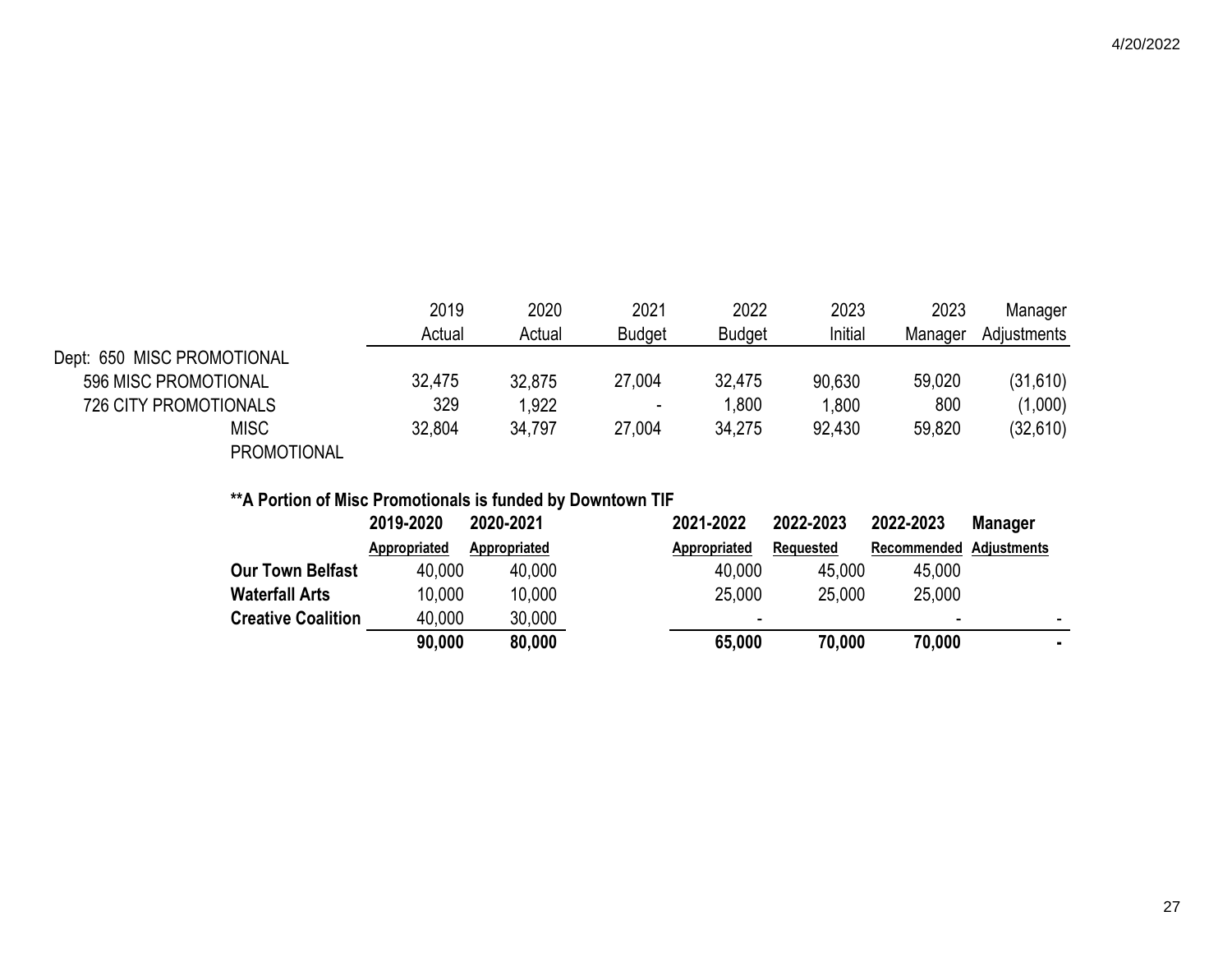| | 2019 Actual | 2020 Actual | 2021 Budget | 2022 Budget | 2023 Initial | 2023 Manager | Manager Adjustments |
|---|---|---|---|---|---|---|---|
| Dept: 650 MISC PROMOTIONAL | | | | | | | |
| 596 MISC PROMOTIONAL | 32,475 | 32,875 | 27,004 | 32,475 | 90,630 | 59,020 | (31,610) |
| 726 CITY PROMOTIONALS | 329 | 1,922 | - | 1,800 | 1,800 | 800 | (1,000) |
| MISC PROMOTIONAL | 32,804 | 34,797 | 27,004 | 34,275 | 92,430 | 59,820 | (32,610) |

**\*\*A Portion of Misc Promotionals is funded by Downtown TIF**

| | **2019-2020 Appropriated** | **2020-2021 Appropriated** | **2021-2022 Appropriated** | **2022-2023 Requested** | **2022-2023 Recommended** | **Manager Adjustments** |
|---|---|---|---|---|---|---|
| **Our Town Belfast** | 40,000 | 40,000 | 40,000 | 45,000 | 45,000 | |
| **Waterfall Arts** | 10,000 | 10,000 | 25,000 | 25,000 | 25,000 | |
| **Creative Coalition** | 40,000 | 30,000 | - | | - | - |
| | **90,000** | **80,000** | **65,000** | **70,000** | **70,000** | **-** |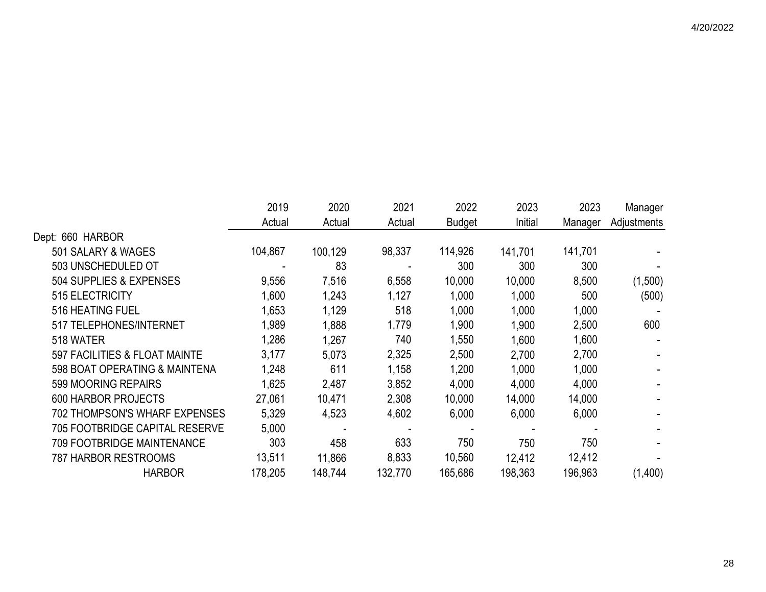| | 2019 Actual | 2020 Actual | 2021 Actual | 2022 Budget | 2023 Initial | 2023 Manager | Manager Adjustments |
|---|---|---|---|---|---|---|---|
| Dept: 660 HARBOR | | | | | | | |
| 501 SALARY & WAGES | 104,867 | 100,129 | 98,337 | 114,926 | 141,701 | 141,701 | - |
| 503 UNSCHEDULED OT | - | 83 | - | 300 | 300 | 300 | - |
| 504 SUPPLIES & EXPENSES | 9,556 | 7,516 | 6,558 | 10,000 | 10,000 | 8,500 | (1,500) |
| 515 ELECTRICITY | 1,600 | 1,243 | 1,127 | 1,000 | 1,000 | 500 | (500) |
| 516 HEATING FUEL | 1,653 | 1,129 | 518 | 1,000 | 1,000 | 1,000 | - |
| 517 TELEPHONES/INTERNET | 1,989 | 1,888 | 1,779 | 1,900 | 1,900 | 2,500 | 600 |
| 518 WATER | 1,286 | 1,267 | 740 | 1,550 | 1,600 | 1,600 | - |
| 597 FACILITIES & FLOAT MAINTE | 3,177 | 5,073 | 2,325 | 2,500 | 2,700 | 2,700 | - |
| 598 BOAT OPERATING & MAINTENA | 1,248 | 611 | 1,158 | 1,200 | 1,000 | 1,000 | - |
| 599 MOORING REPAIRS | 1,625 | 2,487 | 3,852 | 4,000 | 4,000 | 4,000 | - |
| 600 HARBOR PROJECTS | 27,061 | 10,471 | 2,308 | 10,000 | 14,000 | 14,000 | - |
| 702 THOMPSON'S WHARF EXPENSES | 5,329 | 4,523 | 4,602 | 6,000 | 6,000 | 6,000 | - |
| 705 FOOTBRIDGE CAPITAL RESERVE | 5,000 | - | - | - | - | - | - |
| 709 FOOTBRIDGE MAINTENANCE | 303 | 458 | 633 | 750 | 750 | 750 | - |
| 787 HARBOR RESTROOMS | 13,511 | 11,866 | 8,833 | 10,560 | 12,412 | 12,412 | - |
| HARBOR | 178,205 | 148,744 | 132,770 | 165,686 | 198,363 | 196,963 | (1,400) |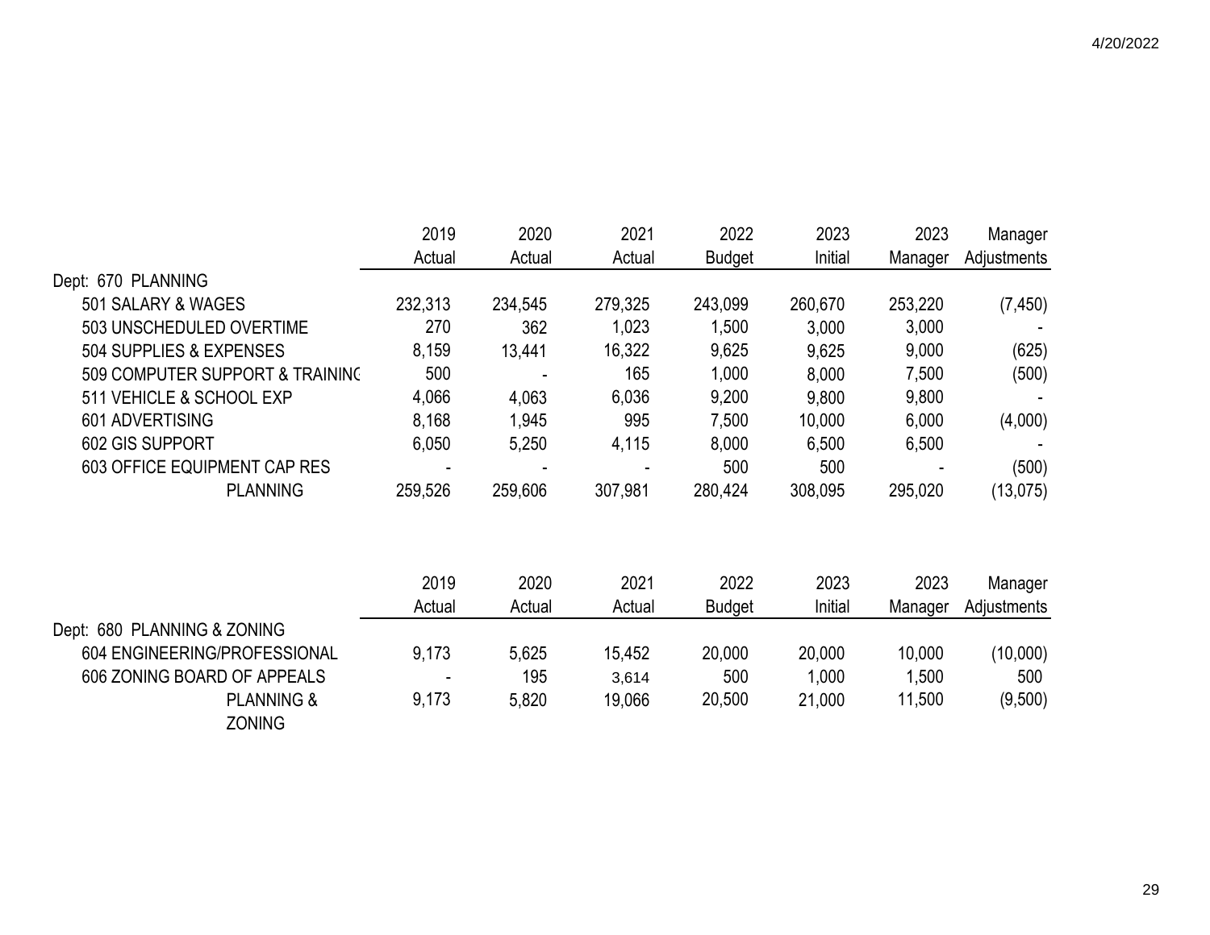| | 2019 Actual | 2020 Actual | 2021 Actual | 2022 Budget | 2023 Initial | 2023 Manager | Manager Adjustments |
|---|---|---|---|---|---|---|---|
| Dept: 670 PLANNING | | | | | | | |
| 501 SALARY & WAGES | 232,313 | 234,545 | 279,325 | 243,099 | 260,670 | 253,220 | (7,450) |
| 503 UNSCHEDULED OVERTIME | 270 | 362 | 1,023 | 1,500 | 3,000 | 3,000 | - |
| 504 SUPPLIES & EXPENSES | 8,159 | 13,441 | 16,322 | 9,625 | 9,625 | 9,000 | (625) |
| 509 COMPUTER SUPPORT & TRAINING | 500 | - | 165 | 1,000 | 8,000 | 7,500 | (500) |
| 511 VEHICLE & SCHOOL EXP | 4,066 | 4,063 | 6,036 | 9,200 | 9,800 | 9,800 | - |
| 601 ADVERTISING | 8,168 | 1,945 | 995 | 7,500 | 10,000 | 6,000 | (4,000) |
| 602 GIS SUPPORT | 6,050 | 5,250 | 4,115 | 8,000 | 6,500 | 6,500 | - |
| 603 OFFICE EQUIPMENT CAP RES | - | - | - | 500 | 500 | - | (500) |
| PLANNING | 259,526 | 259,606 | 307,981 | 280,424 | 308,095 | 295,020 | (13,075) |

| | 2019 Actual | 2020 Actual | 2021 Actual | 2022 Budget | 2023 Initial | 2023 Manager | Manager Adjustments |
|---|---|---|---|---|---|---|---|
| Dept: 680 PLANNING & ZONING | | | | | | | |
| 604 ENGINEERING/PROFESSIONAL | 9,173 | 5,625 | 15,452 | 20,000 | 20,000 | 10,000 | (10,000) |
| 606 ZONING BOARD OF APPEALS | - | 195 | 3,614 | 500 | 1,000 | 1,500 | 500 |
| PLANNING & ZONING | 9,173 | 5,820 | 19,066 | 20,500 | 21,000 | 11,500 | (9,500) |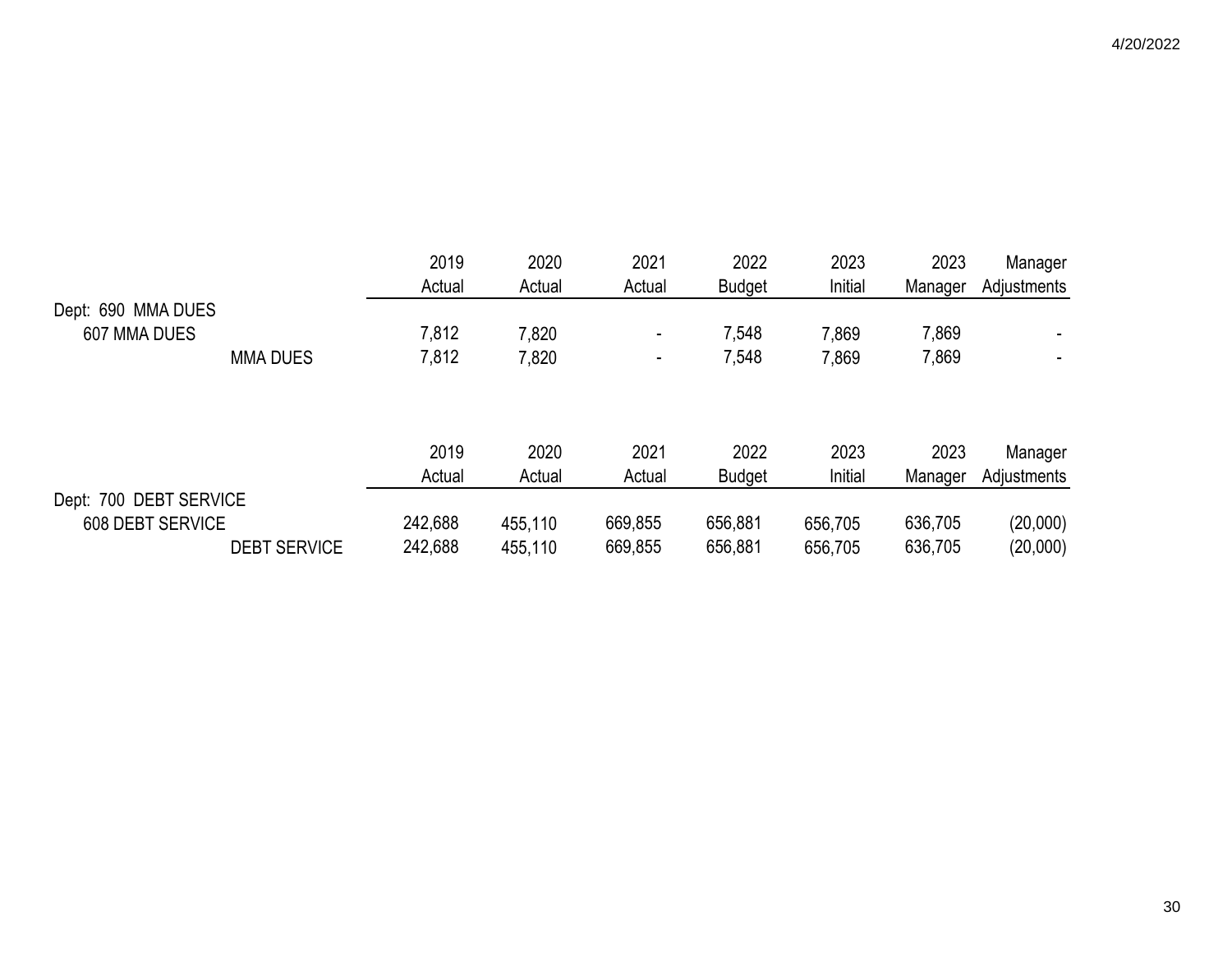| | 2019 Actual | 2020 Actual | 2021 Actual | 2022 Budget | 2023 Initial | 2023 Manager | Manager Adjustments |
|---|---|---|---|---|---|---|---|
| Dept: 690 MMA DUES | | | | | | | |
| 607 MMA DUES | 7,812 | 7,820 | - | 7,548 | 7,869 | 7,869 | - |
| MMA DUES | 7,812 | 7,820 | - | 7,548 | 7,869 | 7,869 | - |

| | 2019 Actual | 2020 Actual | 2021 Actual | 2022 Budget | 2023 Initial | 2023 Manager | Manager Adjustments |
|---|---|---|---|---|---|---|---|
| Dept: 700 DEBT SERVICE | | | | | | | |
| 608 DEBT SERVICE | 242,688 | 455,110 | 669,855 | 656,881 | 656,705 | 636,705 | (20,000) |
| DEBT SERVICE | 242,688 | 455,110 | 669,855 | 656,881 | 656,705 | 636,705 | (20,000) |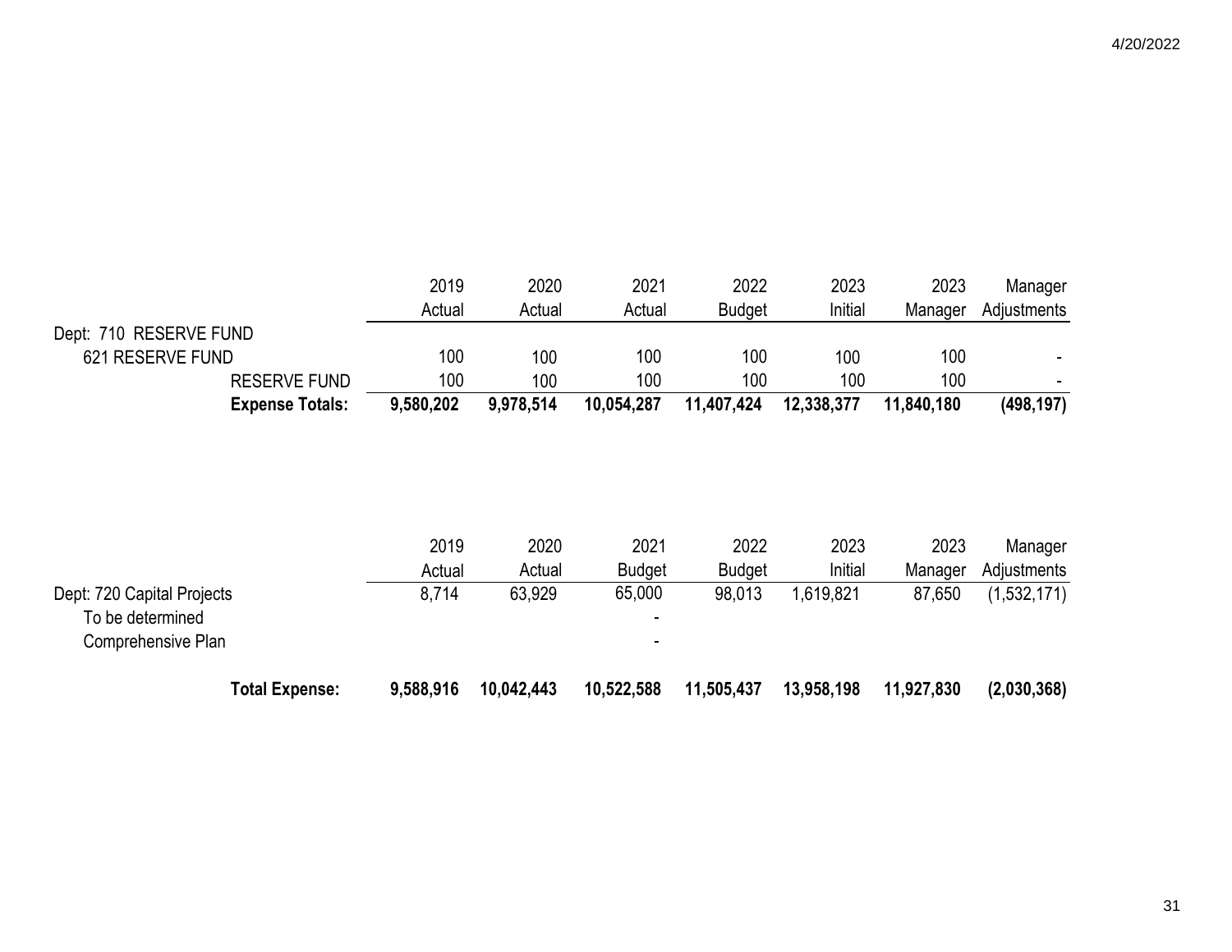| | 2019 Actual | 2020 Actual | 2021 Actual | 2022 Budget | 2023 Initial | 2023 Manager | Manager Adjustments |
|---|---|---|---|---|---|---|---|
| Dept: 710 RESERVE FUND | | | | | | | |
| 621 RESERVE FUND | 100 | 100 | 100 | 100 | 100 | 100 | - |
| RESERVE FUND | 100 | 100 | 100 | 100 | 100 | 100 | - |
| **Expense Totals:** | **9,580,202** | **9,978,514** | **10,054,287** | **11,407,424** | **12,338,377** | **11,840,180** | **(498,197)** |

| | 2019 Actual | 2020 Actual | 2021 Budget | 2022 Budget | 2023 Initial | 2023 Manager | Manager Adjustments |
|---|---|---|---|---|---|---|---|
| Dept: 720 Capital Projects | 8,714 | 63,929 | 65,000 | 98,013 | 1,619,821 | 87,650 | (1,532,171) |
| To be determined | | | - | | | | |
| Comprehensive Plan | | | - | | | | |
| **Total Expense:** | **9,588,916** | **10,042,443** | **10,522,588** | **11,505,437** | **13,958,198** | **11,927,830** | **(2,030,368)** |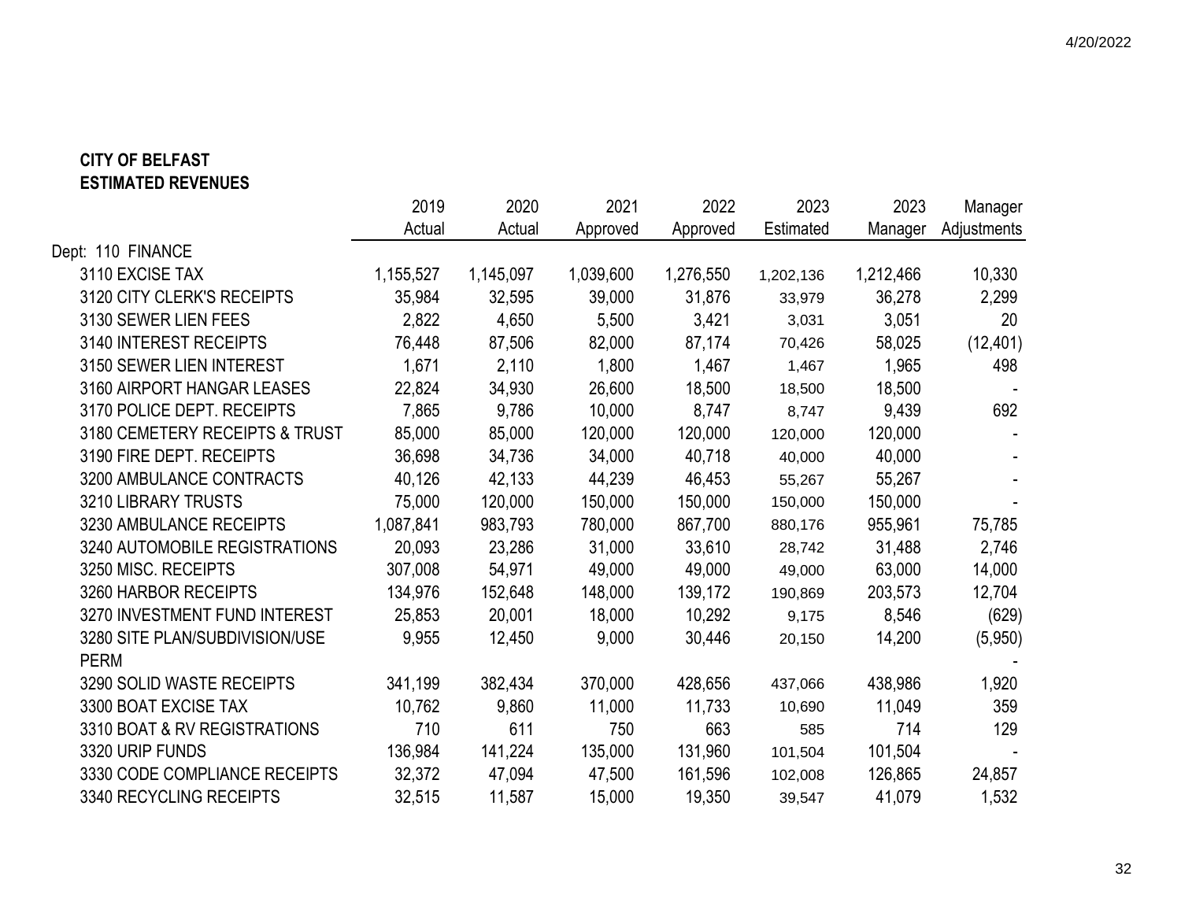**CITY OF BELFAST**
**ESTIMATED REVENUES**

| | 2019 Actual | 2020 Actual | 2021 Approved | 2022 Approved | 2023 Estimated | 2023 Manager | Manager Adjustments |
|---|---|---|---|---|---|---|---|
| Dept: 110 FINANCE | | | | | | | |
| 3110 EXCISE TAX | 1,155,527 | 1,145,097 | 1,039,600 | 1,276,550 | 1,202,136 | 1,212,466 | 10,330 |
| 3120 CITY CLERK'S RECEIPTS | 35,984 | 32,595 | 39,000 | 31,876 | 33,979 | 36,278 | 2,299 |
| 3130 SEWER LIEN FEES | 2,822 | 4,650 | 5,500 | 3,421 | 3,031 | 3,051 | 20 |
| 3140 INTEREST RECEIPTS | 76,448 | 87,506 | 82,000 | 87,174 | 70,426 | 58,025 | (12,401) |
| 3150 SEWER LIEN INTEREST | 1,671 | 2,110 | 1,800 | 1,467 | 1,467 | 1,965 | 498 |
| 3160 AIRPORT HANGAR LEASES | 22,824 | 34,930 | 26,600 | 18,500 | 18,500 | 18,500 | - |
| 3170 POLICE DEPT. RECEIPTS | 7,865 | 9,786 | 10,000 | 8,747 | 8,747 | 9,439 | 692 |
| 3180 CEMETERY RECEIPTS & TRUST | 85,000 | 85,000 | 120,000 | 120,000 | 120,000 | 120,000 | - |
| 3190 FIRE DEPT. RECEIPTS | 36,698 | 34,736 | 34,000 | 40,718 | 40,000 | 40,000 | - |
| 3200 AMBULANCE CONTRACTS | 40,126 | 42,133 | 44,239 | 46,453 | 55,267 | 55,267 | - |
| 3210 LIBRARY TRUSTS | 75,000 | 120,000 | 150,000 | 150,000 | 150,000 | 150,000 | - |
| 3230 AMBULANCE RECEIPTS | 1,087,841 | 983,793 | 780,000 | 867,700 | 880,176 | 955,961 | 75,785 |
| 3240 AUTOMOBILE REGISTRATIONS | 20,093 | 23,286 | 31,000 | 33,610 | 28,742 | 31,488 | 2,746 |
| 3250 MISC. RECEIPTS | 307,008 | 54,971 | 49,000 | 49,000 | 49,000 | 63,000 | 14,000 |
| 3260 HARBOR RECEIPTS | 134,976 | 152,648 | 148,000 | 139,172 | 190,869 | 203,573 | 12,704 |
| 3270 INVESTMENT FUND INTEREST | 25,853 | 20,001 | 18,000 | 10,292 | 9,175 | 8,546 | (629) |
| 3280 SITE PLAN/SUBDIVISION/USE PERM | 9,955 | 12,450 | 9,000 | 30,446 | 20,150 | 14,200 | (5,950) |
| | | | | | | | - |
| 3290 SOLID WASTE RECEIPTS | 341,199 | 382,434 | 370,000 | 428,656 | 437,066 | 438,986 | 1,920 |
| 3300 BOAT EXCISE TAX | 10,762 | 9,860 | 11,000 | 11,733 | 10,690 | 11,049 | 359 |
| 3310 BOAT & RV REGISTRATIONS | 710 | 611 | 750 | 663 | 585 | 714 | 129 |
| 3320 URIP FUNDS | 136,984 | 141,224 | 135,000 | 131,960 | 101,504 | 101,504 | - |
| 3330 CODE COMPLIANCE RECEIPTS | 32,372 | 47,094 | 47,500 | 161,596 | 102,008 | 126,865 | 24,857 |
| 3340 RECYCLING RECEIPTS | 32,515 | 11,587 | 15,000 | 19,350 | 39,547 | 41,079 | 1,532 |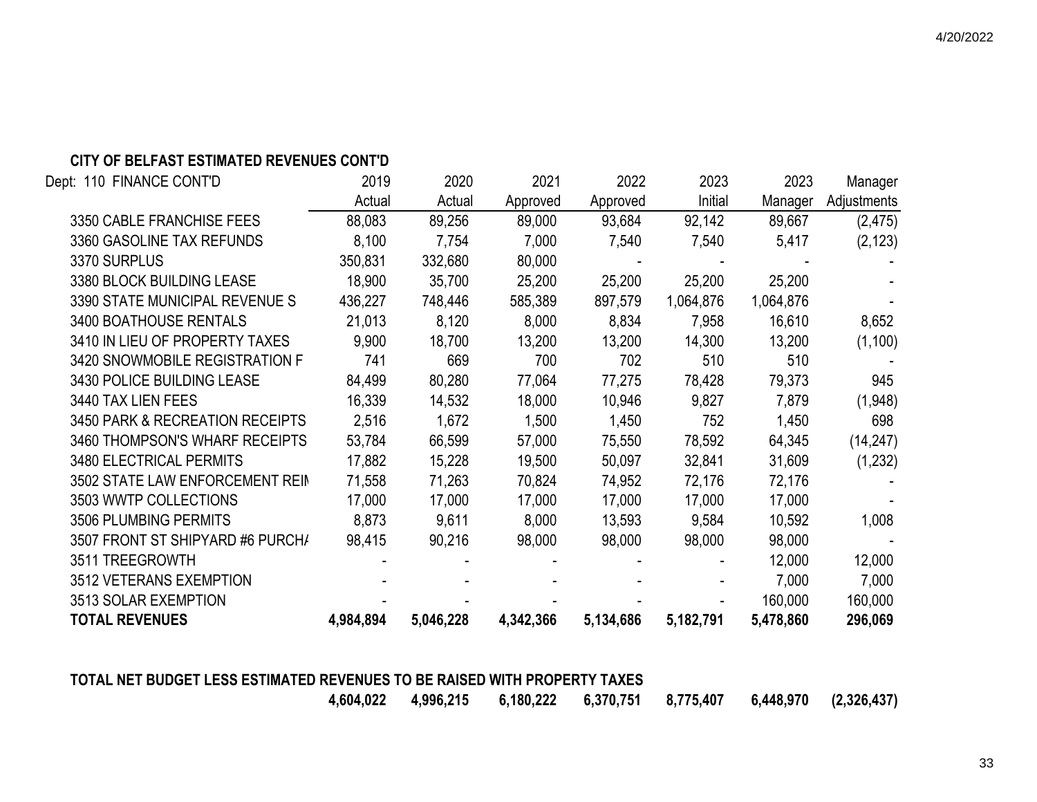**CITY OF BELFAST ESTIMATED REVENUES CONT'D**

| Dept: 110 FINANCE CONT'D | 2019 Actual | 2020 Actual | 2021 Approved | 2022 Approved | 2023 Initial | 2023 Manager | Manager Adjustments |
|---|---|---|---|---|---|---|---|
| 3350 CABLE FRANCHISE FEES | 88,083 | 89,256 | 89,000 | 93,684 | 92,142 | 89,667 | (2,475) |
| 3360 GASOLINE TAX REFUNDS | 8,100 | 7,754 | 7,000 | 7,540 | 7,540 | 5,417 | (2,123) |
| 3370 SURPLUS | 350,831 | 332,680 | 80,000 | - | - | - | - |
| 3380 BLOCK BUILDING LEASE | 18,900 | 35,700 | 25,200 | 25,200 | 25,200 | 25,200 | - |
| 3390 STATE MUNICIPAL REVENUE S | 436,227 | 748,446 | 585,389 | 897,579 | 1,064,876 | 1,064,876 | - |
| 3400 BOATHOUSE RENTALS | 21,013 | 8,120 | 8,000 | 8,834 | 7,958 | 16,610 | 8,652 |
| 3410 IN LIEU OF PROPERTY TAXES | 9,900 | 18,700 | 13,200 | 13,200 | 14,300 | 13,200 | (1,100) |
| 3420 SNOWMOBILE REGISTRATION F | 741 | 669 | 700 | 702 | 510 | 510 | - |
| 3430 POLICE BUILDING LEASE | 84,499 | 80,280 | 77,064 | 77,275 | 78,428 | 79,373 | 945 |
| 3440 TAX LIEN FEES | 16,339 | 14,532 | 18,000 | 10,946 | 9,827 | 7,879 | (1,948) |
| 3450 PARK & RECREATION RECEIPTS | 2,516 | 1,672 | 1,500 | 1,450 | 752 | 1,450 | 698 |
| 3460 THOMPSON'S WHARF RECEIPTS | 53,784 | 66,599 | 57,000 | 75,550 | 78,592 | 64,345 | (14,247) |
| 3480 ELECTRICAL PERMITS | 17,882 | 15,228 | 19,500 | 50,097 | 32,841 | 31,609 | (1,232) |
| 3502 STATE LAW ENFORCEMENT REIN | 71,558 | 71,263 | 70,824 | 74,952 | 72,176 | 72,176 | - |
| 3503 WWTP COLLECTIONS | 17,000 | 17,000 | 17,000 | 17,000 | 17,000 | 17,000 | - |
| 3506 PLUMBING PERMITS | 8,873 | 9,611 | 8,000 | 13,593 | 9,584 | 10,592 | 1,008 |
| 3507 FRONT ST SHIPYARD #6 PURCHA | 98,415 | 90,216 | 98,000 | 98,000 | 98,000 | 98,000 | - |
| 3511 TREEGROWTH | - | - | - | - | - | 12,000 | 12,000 |
| 3512 VETERANS EXEMPTION | - | - | - | - | - | 7,000 | 7,000 |
| 3513 SOLAR EXEMPTION | - | - | - | - | - | 160,000 | 160,000 |
| **TOTAL REVENUES** | **4,984,894** | **5,046,228** | **4,342,366** | **5,134,686** | **5,182,791** | **5,478,860** | **296,069** |

**TOTAL NET BUDGET LESS ESTIMATED REVENUES TO BE RAISED WITH PROPERTY TAXES**

| | 2019 Actual | 2020 Actual | 2021 Approved | 2022 Approved | 2023 Initial | 2023 Manager | Manager Adjustments |
|---|---|---|---|---|---|---|---|
| | **4,604,022** | **4,996,215** | **6,180,222** | **6,370,751** | **8,775,407** | **6,448,970** | **(2,326,437)** |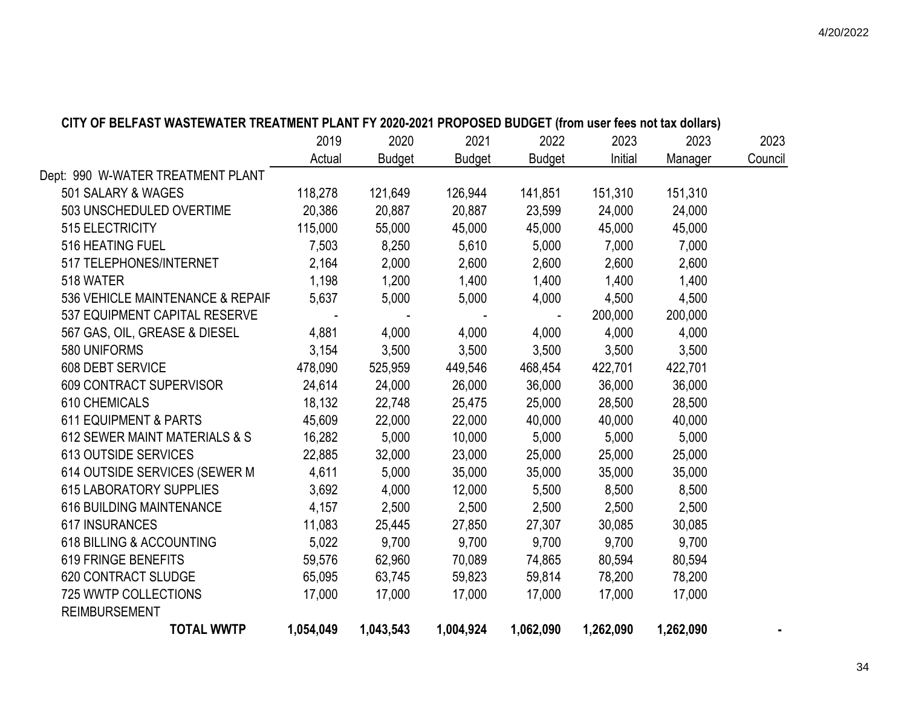**CITY OF BELFAST WASTEWATER TREATMENT PLANT FY 2020-2021 PROPOSED BUDGET (from user fees not tax dollars)**

| | 2019 | 2020 | 2021 | 2022 | 2023 | 2023 | 2023 |
|---|---|---|---|---|---|---|---|
| | Actual | Budget | Budget | Budget | Initial | Manager | Council |
| Dept: 990 W-WATER TREATMENT PLANT | | | | | | | |
| 501 SALARY & WAGES | 118,278 | 121,649 | 126,944 | 141,851 | 151,310 | 151,310 | |
| 503 UNSCHEDULED OVERTIME | 20,386 | 20,887 | 20,887 | 23,599 | 24,000 | 24,000 | |
| 515 ELECTRICITY | 115,000 | 55,000 | 45,000 | 45,000 | 45,000 | 45,000 | |
| 516 HEATING FUEL | 7,503 | 8,250 | 5,610 | 5,000 | 7,000 | 7,000 | |
| 517 TELEPHONES/INTERNET | 2,164 | 2,000 | 2,600 | 2,600 | 2,600 | 2,600 | |
| 518 WATER | 1,198 | 1,200 | 1,400 | 1,400 | 1,400 | 1,400 | |
| 536 VEHICLE MAINTENANCE & REPAIF | 5,637 | 5,000 | 5,000 | 4,000 | 4,500 | 4,500 | |
| 537 EQUIPMENT CAPITAL RESERVE | - | - | - | - | 200,000 | 200,000 | |
| 567 GAS, OIL, GREASE & DIESEL | 4,881 | 4,000 | 4,000 | 4,000 | 4,000 | 4,000 | |
| 580 UNIFORMS | 3,154 | 3,500 | 3,500 | 3,500 | 3,500 | 3,500 | |
| 608 DEBT SERVICE | 478,090 | 525,959 | 449,546 | 468,454 | 422,701 | 422,701 | |
| 609 CONTRACT SUPERVISOR | 24,614 | 24,000 | 26,000 | 36,000 | 36,000 | 36,000 | |
| 610 CHEMICALS | 18,132 | 22,748 | 25,475 | 25,000 | 28,500 | 28,500 | |
| 611 EQUIPMENT & PARTS | 45,609 | 22,000 | 22,000 | 40,000 | 40,000 | 40,000 | |
| 612 SEWER MAINT MATERIALS & S | 16,282 | 5,000 | 10,000 | 5,000 | 5,000 | 5,000 | |
| 613 OUTSIDE SERVICES | 22,885 | 32,000 | 23,000 | 25,000 | 25,000 | 25,000 | |
| 614 OUTSIDE SERVICES (SEWER M | 4,611 | 5,000 | 35,000 | 35,000 | 35,000 | 35,000 | |
| 615 LABORATORY SUPPLIES | 3,692 | 4,000 | 12,000 | 5,500 | 8,500 | 8,500 | |
| 616 BUILDING MAINTENANCE | 4,157 | 2,500 | 2,500 | 2,500 | 2,500 | 2,500 | |
| 617 INSURANCES | 11,083 | 25,445 | 27,850 | 27,307 | 30,085 | 30,085 | |
| 618 BILLING & ACCOUNTING | 5,022 | 9,700 | 9,700 | 9,700 | 9,700 | 9,700 | |
| 619 FRINGE BENEFITS | 59,576 | 62,960 | 70,089 | 74,865 | 80,594 | 80,594 | |
| 620 CONTRACT SLUDGE | 65,095 | 63,745 | 59,823 | 59,814 | 78,200 | 78,200 | |
| 725 WWTP COLLECTIONS REIMBURSEMENT | 17,000 | 17,000 | 17,000 | 17,000 | 17,000 | 17,000 | |
| **TOTAL WWTP** | **1,054,049** | **1,043,543** | **1,004,924** | **1,062,090** | **1,262,090** | **1,262,090** | **-** |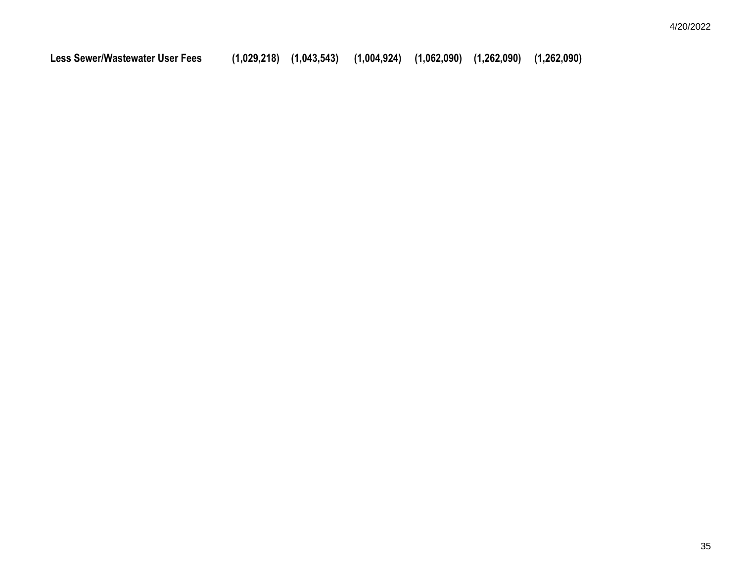| | | | | | | |
|---|---|---|---|---|---|---|
| **Less Sewer/Wastewater User Fees** | **(1,029,218)** | **(1,043,543)** | **(1,004,924)** | **(1,062,090)** | **(1,262,090)** | **(1,262,090)** |